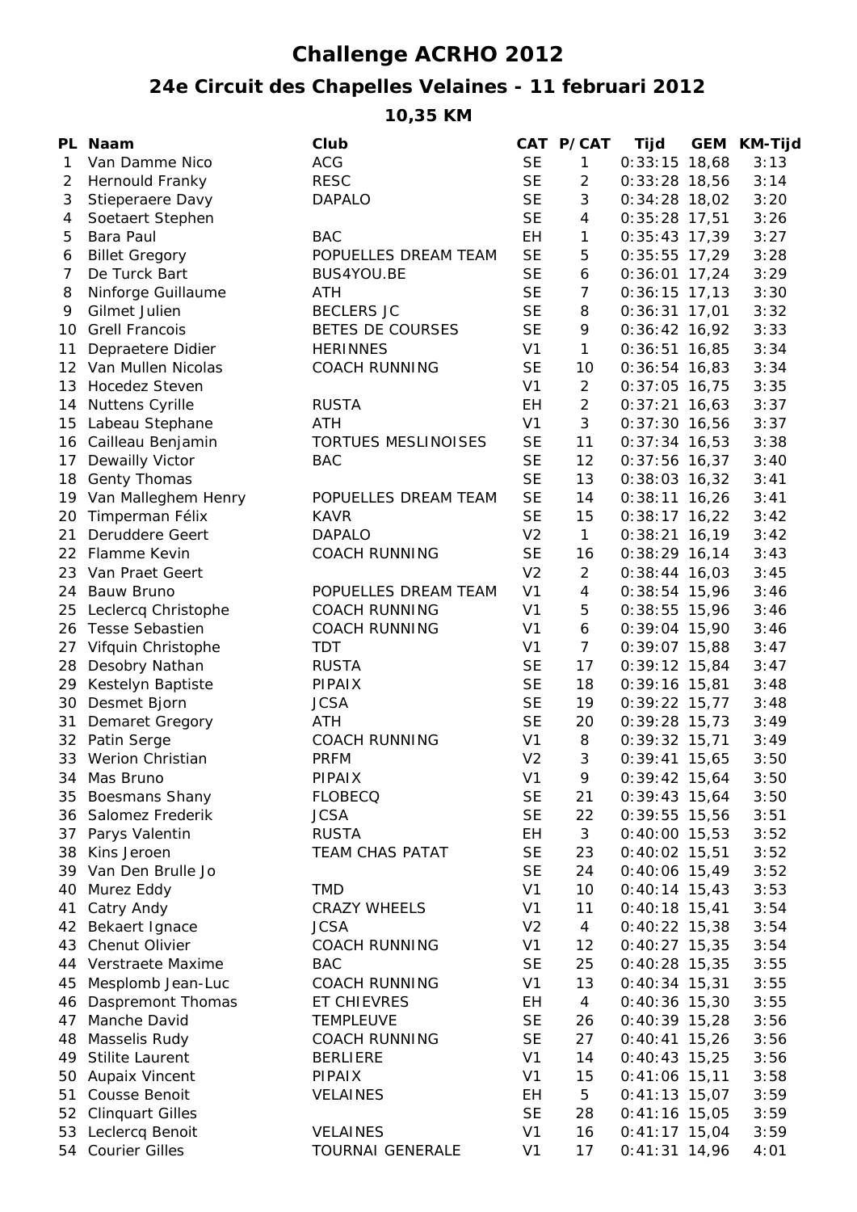# Challenge ACRHO 2012

## 24e Circuit des Chapelles Velaines - 11 februari 2012

### 10,35 KM

| PL | Naam | Club | CAT | P/CAT | Tijd | GEM | KM-Tijd |
|---|---|---|---|---|---|---|---|
| 1 | Van Damme Nico | ACG | SE | 1 | 0:33:15 | 18,68 | 3:13 |
| 2 | Hernould Franky | RESC | SE | 2 | 0:33:28 | 18,56 | 3:14 |
| 3 | Stieperaere Davy | DAPALO | SE | 3 | 0:34:28 | 18,02 | 3:20 |
| 4 | Soetaert Stephen | | SE | 4 | 0:35:28 | 17,51 | 3:26 |
| 5 | Bara Paul | BAC | EH | 1 | 0:35:43 | 17,39 | 3:27 |
| 6 | Billet Gregory | POPUELLES DREAM TEAM | SE | 5 | 0:35:55 | 17,29 | 3:28 |
| 7 | De Turck Bart | BUS4YOU.BE | SE | 6 | 0:36:01 | 17,24 | 3:29 |
| 8 | Ninforge Guillaume | ATH | SE | 7 | 0:36:15 | 17,13 | 3:30 |
| 9 | Gilmet Julien | BECLERS JC | SE | 8 | 0:36:31 | 17,01 | 3:32 |
| 10 | Grell Francois | BETES DE COURSES | SE | 9 | 0:36:42 | 16,92 | 3:33 |
| 11 | Depraetere Didier | HERINNES | V1 | 1 | 0:36:51 | 16,85 | 3:34 |
| 12 | Van Mullen Nicolas | COACH RUNNING | SE | 10 | 0:36:54 | 16,83 | 3:34 |
| 13 | Hocedez Steven | | V1 | 2 | 0:37:05 | 16,75 | 3:35 |
| 14 | Nuttens Cyrille | RUSTA | EH | 2 | 0:37:21 | 16,63 | 3:37 |
| 15 | Labeau Stephane | ATH | V1 | 3 | 0:37:30 | 16,56 | 3:37 |
| 16 | Cailleau Benjamin | TORTUES MESLINOISES | SE | 11 | 0:37:34 | 16,53 | 3:38 |
| 17 | Dewailly Victor | BAC | SE | 12 | 0:37:56 | 16,37 | 3:40 |
| 18 | Genty Thomas | | SE | 13 | 0:38:03 | 16,32 | 3:41 |
| 19 | Van Malleghem Henry | POPUELLES DREAM TEAM | SE | 14 | 0:38:11 | 16,26 | 3:41 |
| 20 | Timperman Félix | KAVR | SE | 15 | 0:38:17 | 16,22 | 3:42 |
| 21 | Deruddere Geert | DAPALO | V2 | 1 | 0:38:21 | 16,19 | 3:42 |
| 22 | Flamme Kevin | COACH RUNNING | SE | 16 | 0:38:29 | 16,14 | 3:43 |
| 23 | Van Praet Geert | | V2 | 2 | 0:38:44 | 16,03 | 3:45 |
| 24 | Bauw Bruno | POPUELLES DREAM TEAM | V1 | 4 | 0:38:54 | 15,96 | 3:46 |
| 25 | Leclercq Christophe | COACH RUNNING | V1 | 5 | 0:38:55 | 15,96 | 3:46 |
| 26 | Tesse Sebastien | COACH RUNNING | V1 | 6 | 0:39:04 | 15,90 | 3:46 |
| 27 | Vifquin Christophe | TDT | V1 | 7 | 0:39:07 | 15,88 | 3:47 |
| 28 | Desobry Nathan | RUSTA | SE | 17 | 0:39:12 | 15,84 | 3:47 |
| 29 | Kestelyn Baptiste | PIPAIX | SE | 18 | 0:39:16 | 15,81 | 3:48 |
| 30 | Desmet Bjorn | JCSA | SE | 19 | 0:39:22 | 15,77 | 3:48 |
| 31 | Demaret Gregory | ATH | SE | 20 | 0:39:28 | 15,73 | 3:49 |
| 32 | Patin Serge | COACH RUNNING | V1 | 8 | 0:39:32 | 15,71 | 3:49 |
| 33 | Werion Christian | PRFM | V2 | 3 | 0:39:41 | 15,65 | 3:50 |
| 34 | Mas Bruno | PIPAIX | V1 | 9 | 0:39:42 | 15,64 | 3:50 |
| 35 | Boesmans Shany | FLOBECQ | SE | 21 | 0:39:43 | 15,64 | 3:50 |
| 36 | Salomez Frederik | JCSA | SE | 22 | 0:39:55 | 15,56 | 3:51 |
| 37 | Parys Valentin | RUSTA | EH | 3 | 0:40:00 | 15,53 | 3:52 |
| 38 | Kins Jeroen | TEAM CHAS PATAT | SE | 23 | 0:40:02 | 15,51 | 3:52 |
| 39 | Van Den Brulle Jo | | SE | 24 | 0:40:06 | 15,49 | 3:52 |
| 40 | Murez Eddy | TMD | V1 | 10 | 0:40:14 | 15,43 | 3:53 |
| 41 | Catry Andy | CRAZY WHEELS | V1 | 11 | 0:40:18 | 15,41 | 3:54 |
| 42 | Bekaert Ignace | JCSA | V2 | 4 | 0:40:22 | 15,38 | 3:54 |
| 43 | Chenut Olivier | COACH RUNNING | V1 | 12 | 0:40:27 | 15,35 | 3:54 |
| 44 | Verstraete Maxime | BAC | SE | 25 | 0:40:28 | 15,35 | 3:55 |
| 45 | Mesplomb Jean-Luc | COACH RUNNING | V1 | 13 | 0:40:34 | 15,31 | 3:55 |
| 46 | Daspremont Thomas | ET CHIEVRES | EH | 4 | 0:40:36 | 15,30 | 3:55 |
| 47 | Manche David | TEMPLEUVE | SE | 26 | 0:40:39 | 15,28 | 3:56 |
| 48 | Masselis Rudy | COACH RUNNING | SE | 27 | 0:40:41 | 15,26 | 3:56 |
| 49 | Stilite Laurent | BERLIERE | V1 | 14 | 0:40:43 | 15,25 | 3:56 |
| 50 | Aupaix Vincent | PIPAIX | V1 | 15 | 0:41:06 | 15,11 | 3:58 |
| 51 | Cousse Benoit | VELAINES | EH | 5 | 0:41:13 | 15,07 | 3:59 |
| 52 | Clinquart Gilles | | SE | 28 | 0:41:16 | 15,05 | 3:59 |
| 53 | Leclercq Benoit | VELAINES | V1 | 16 | 0:41:17 | 15,04 | 3:59 |
| 54 | Courier Gilles | TOURNAI GENERALE | V1 | 17 | 0:41:31 | 14,96 | 4:01 |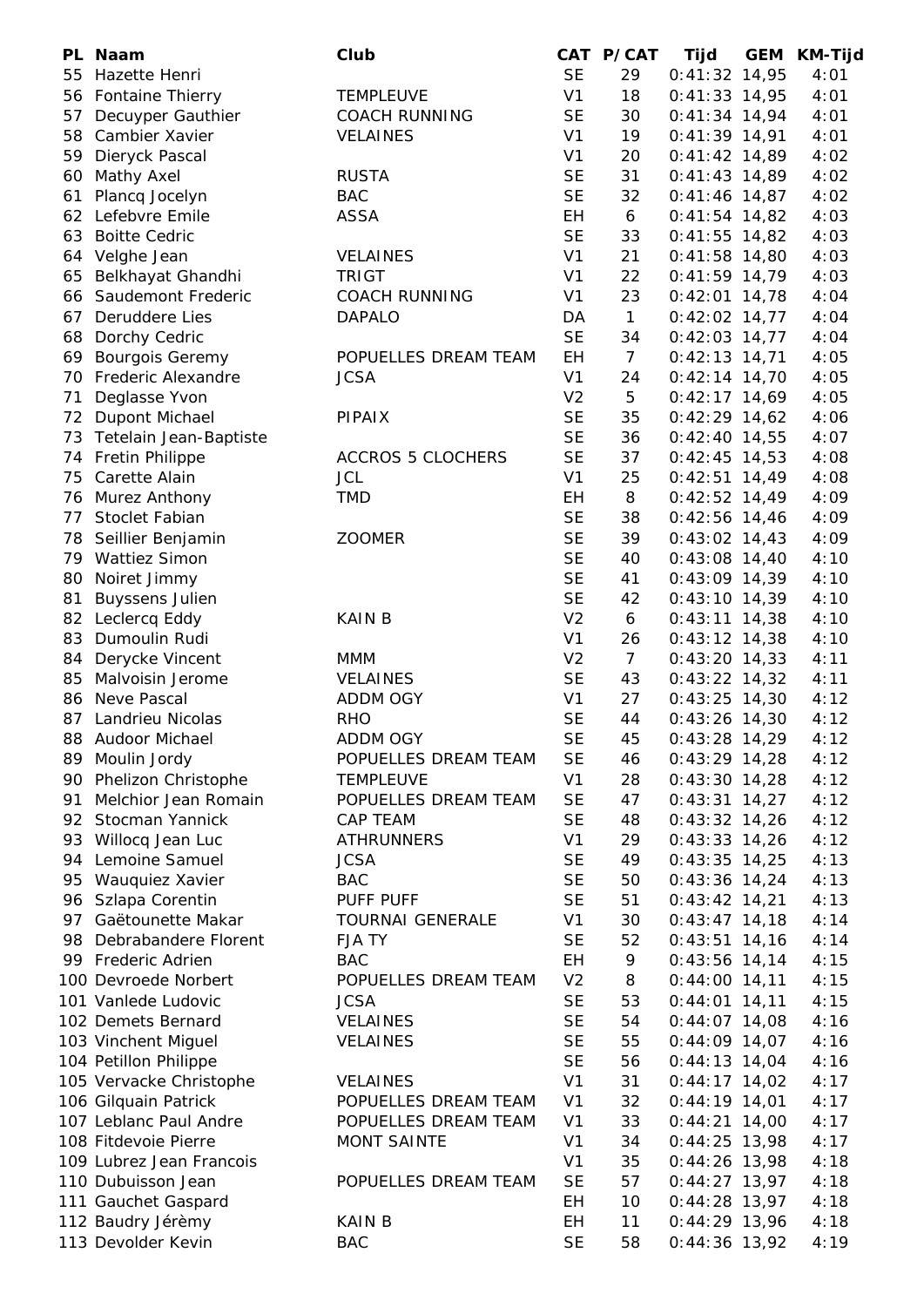| PL | Naam | Club | CAT | P/CAT | Tijd | GEM | KM-Tijd |
|---|---|---|---|---|---|---|---|
| 55 | Hazette Henri | | SE | 29 | 0:41:32 | 14,95 | 4:01 |
| 56 | Fontaine Thierry | TEMPLEUVE | V1 | 18 | 0:41:33 | 14,95 | 4:01 |
| 57 | Decuyper Gauthier | COACH RUNNING | SE | 30 | 0:41:34 | 14,94 | 4:01 |
| 58 | Cambier Xavier | VELAINES | V1 | 19 | 0:41:39 | 14,91 | 4:01 |
| 59 | Dieryck Pascal | | V1 | 20 | 0:41:42 | 14,89 | 4:02 |
| 60 | Mathy Axel | RUSTA | SE | 31 | 0:41:43 | 14,89 | 4:02 |
| 61 | Plancq Jocelyn | BAC | SE | 32 | 0:41:46 | 14,87 | 4:02 |
| 62 | Lefebvre Emile | ASSA | EH | 6 | 0:41:54 | 14,82 | 4:03 |
| 63 | Boitte Cedric | | SE | 33 | 0:41:55 | 14,82 | 4:03 |
| 64 | Velghe Jean | VELAINES | V1 | 21 | 0:41:58 | 14,80 | 4:03 |
| 65 | Belkhayat Ghandhi | TRIGT | V1 | 22 | 0:41:59 | 14,79 | 4:03 |
| 66 | Saudemont Frederic | COACH RUNNING | V1 | 23 | 0:42:01 | 14,78 | 4:04 |
| 67 | Deruddere Lies | DAPALO | DA | 1 | 0:42:02 | 14,77 | 4:04 |
| 68 | Dorchy Cedric | | SE | 34 | 0:42:03 | 14,77 | 4:04 |
| 69 | Bourgois Geremy | POPUELLES DREAM TEAM | EH | 7 | 0:42:13 | 14,71 | 4:05 |
| 70 | Frederic Alexandre | JCSA | V1 | 24 | 0:42:14 | 14,70 | 4:05 |
| 71 | Deglasse Yvon | | V2 | 5 | 0:42:17 | 14,69 | 4:05 |
| 72 | Dupont Michael | PIPAIX | SE | 35 | 0:42:29 | 14,62 | 4:06 |
| 73 | Tetelain Jean-Baptiste | | SE | 36 | 0:42:40 | 14,55 | 4:07 |
| 74 | Fretin Philippe | ACCROS 5 CLOCHERS | SE | 37 | 0:42:45 | 14,53 | 4:08 |
| 75 | Carette Alain | JCL | V1 | 25 | 0:42:51 | 14,49 | 4:08 |
| 76 | Murez Anthony | TMD | EH | 8 | 0:42:52 | 14,49 | 4:09 |
| 77 | Stoclet Fabian | | SE | 38 | 0:42:56 | 14,46 | 4:09 |
| 78 | Seillier Benjamin | ZOOMER | SE | 39 | 0:43:02 | 14,43 | 4:09 |
| 79 | Wattiez Simon | | SE | 40 | 0:43:08 | 14,40 | 4:10 |
| 80 | Noiret Jimmy | | SE | 41 | 0:43:09 | 14,39 | 4:10 |
| 81 | Buyssens Julien | | SE | 42 | 0:43:10 | 14,39 | 4:10 |
| 82 | Leclercq Eddy | KAIN B | V2 | 6 | 0:43:11 | 14,38 | 4:10 |
| 83 | Dumoulin Rudi | | V1 | 26 | 0:43:12 | 14,38 | 4:10 |
| 84 | Derycke Vincent | MMM | V2 | 7 | 0:43:20 | 14,33 | 4:11 |
| 85 | Malvoisin Jerome | VELAINES | SE | 43 | 0:43:22 | 14,32 | 4:11 |
| 86 | Neve Pascal | ADDM OGY | V1 | 27 | 0:43:25 | 14,30 | 4:12 |
| 87 | Landrieu Nicolas | RHO | SE | 44 | 0:43:26 | 14,30 | 4:12 |
| 88 | Audoor Michael | ADDM OGY | SE | 45 | 0:43:28 | 14,29 | 4:12 |
| 89 | Moulin Jordy | POPUELLES DREAM TEAM | SE | 46 | 0:43:29 | 14,28 | 4:12 |
| 90 | Phelizon Christophe | TEMPLEUVE | V1 | 28 | 0:43:30 | 14,28 | 4:12 |
| 91 | Melchior Jean Romain | POPUELLES DREAM TEAM | SE | 47 | 0:43:31 | 14,27 | 4:12 |
| 92 | Stocman Yannick | CAP TEAM | SE | 48 | 0:43:32 | 14,26 | 4:12 |
| 93 | Willocq Jean Luc | ATHRUNNERS | V1 | 29 | 0:43:33 | 14,26 | 4:12 |
| 94 | Lemoine Samuel | JCSA | SE | 49 | 0:43:35 | 14,25 | 4:13 |
| 95 | Wauquiez Xavier | BAC | SE | 50 | 0:43:36 | 14,24 | 4:13 |
| 96 | Szlapa Corentin | PUFF PUFF | SE | 51 | 0:43:42 | 14,21 | 4:13 |
| 97 | Gaëtounette Makar | TOURNAI GENERALE | V1 | 30 | 0:43:47 | 14,18 | 4:14 |
| 98 | Debrabandere Florent | FJA TY | SE | 52 | 0:43:51 | 14,16 | 4:14 |
| 99 | Frederic Adrien | BAC | EH | 9 | 0:43:56 | 14,14 | 4:15 |
| 100 | Devroede Norbert | POPUELLES DREAM TEAM | V2 | 8 | 0:44:00 | 14,11 | 4:15 |
| 101 | Vanlede Ludovic | JCSA | SE | 53 | 0:44:01 | 14,11 | 4:15 |
| 102 | Demets Bernard | VELAINES | SE | 54 | 0:44:07 | 14,08 | 4:16 |
| 103 | Vinchent Miguel | VELAINES | SE | 55 | 0:44:09 | 14,07 | 4:16 |
| 104 | Petillon Philippe | | SE | 56 | 0:44:13 | 14,04 | 4:16 |
| 105 | Vervacke Christophe | VELAINES | V1 | 31 | 0:44:17 | 14,02 | 4:17 |
| 106 | Gilquain Patrick | POPUELLES DREAM TEAM | V1 | 32 | 0:44:19 | 14,01 | 4:17 |
| 107 | Leblanc Paul Andre | POPUELLES DREAM TEAM | V1 | 33 | 0:44:21 | 14,00 | 4:17 |
| 108 | Fitdevoie Pierre | MONT SAINTE | V1 | 34 | 0:44:25 | 13,98 | 4:17 |
| 109 | Lubrez Jean Francois | | V1 | 35 | 0:44:26 | 13,98 | 4:18 |
| 110 | Dubuisson Jean | POPUELLES DREAM TEAM | SE | 57 | 0:44:27 | 13,97 | 4:18 |
| 111 | Gauchet Gaspard | | EH | 10 | 0:44:28 | 13,97 | 4:18 |
| 112 | Baudry Jérèmy | KAIN B | EH | 11 | 0:44:29 | 13,96 | 4:18 |
| 113 | Devolder Kevin | BAC | SE | 58 | 0:44:36 | 13,92 | 4:19 |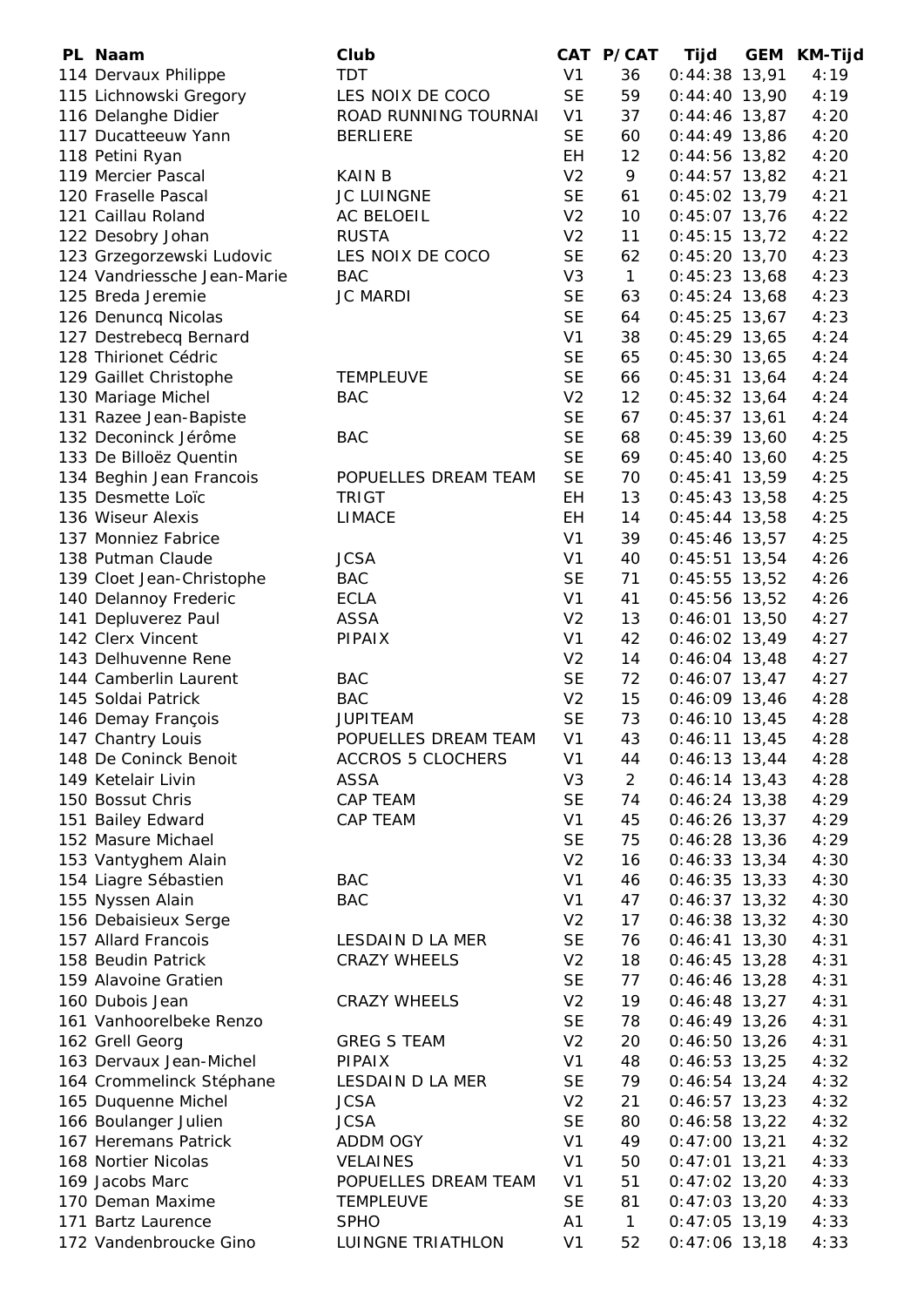| PL | Naam | Club | CAT | P/CAT | Tijd | GEM | KM-Tijd |
|---|---|---|---|---|---|---|---|
| 114 | Dervaux Philippe | TDT | V1 | 36 | 0:44:38 | 13,91 | 4:19 |
| 115 | Lichnowski Gregory | LES NOIX DE COCO | SE | 59 | 0:44:40 | 13,90 | 4:19 |
| 116 | Delanghe Didier | ROAD RUNNING TOURNAI | V1 | 37 | 0:44:46 | 13,87 | 4:20 |
| 117 | Ducatteeuw Yann | BERLIERE | SE | 60 | 0:44:49 | 13,86 | 4:20 |
| 118 | Petini Ryan | | EH | 12 | 0:44:56 | 13,82 | 4:20 |
| 119 | Mercier Pascal | KAIN B | V2 | 9 | 0:44:57 | 13,82 | 4:21 |
| 120 | Fraselle Pascal | JC LUINGNE | SE | 61 | 0:45:02 | 13,79 | 4:21 |
| 121 | Caillau Roland | AC BELOEIL | V2 | 10 | 0:45:07 | 13,76 | 4:22 |
| 122 | Desobry Johan | RUSTA | V2 | 11 | 0:45:15 | 13,72 | 4:22 |
| 123 | Grzegorzewski Ludovic | LES NOIX DE COCO | SE | 62 | 0:45:20 | 13,70 | 4:23 |
| 124 | Vandriessche Jean-Marie | BAC | V3 | 1 | 0:45:23 | 13,68 | 4:23 |
| 125 | Breda Jeremie | JC MARDI | SE | 63 | 0:45:24 | 13,68 | 4:23 |
| 126 | Denuncq Nicolas | | SE | 64 | 0:45:25 | 13,67 | 4:23 |
| 127 | Destrebecq Bernard | | V1 | 38 | 0:45:29 | 13,65 | 4:24 |
| 128 | Thirionet Cédric | | SE | 65 | 0:45:30 | 13,65 | 4:24 |
| 129 | Gaillet Christophe | TEMPLEUVE | SE | 66 | 0:45:31 | 13,64 | 4:24 |
| 130 | Mariage Michel | BAC | V2 | 12 | 0:45:32 | 13,64 | 4:24 |
| 131 | Razee Jean-Bapiste | | SE | 67 | 0:45:37 | 13,61 | 4:24 |
| 132 | Deconinck Jérôme | BAC | SE | 68 | 0:45:39 | 13,60 | 4:25 |
| 133 | De Billoëz Quentin | | SE | 69 | 0:45:40 | 13,60 | 4:25 |
| 134 | Beghin Jean Francois | POPUELLES DREAM TEAM | SE | 70 | 0:45:41 | 13,59 | 4:25 |
| 135 | Desmette Loïc | TRIGT | EH | 13 | 0:45:43 | 13,58 | 4:25 |
| 136 | Wiseur Alexis | LIMACE | EH | 14 | 0:45:44 | 13,58 | 4:25 |
| 137 | Monniez Fabrice | | V1 | 39 | 0:45:46 | 13,57 | 4:25 |
| 138 | Putman Claude | JCSA | V1 | 40 | 0:45:51 | 13,54 | 4:26 |
| 139 | Cloet Jean-Christophe | BAC | SE | 71 | 0:45:55 | 13,52 | 4:26 |
| 140 | Delannoy Frederic | ECLA | V1 | 41 | 0:45:56 | 13,52 | 4:26 |
| 141 | Depluverez Paul | ASSA | V2 | 13 | 0:46:01 | 13,50 | 4:27 |
| 142 | Clerx Vincent | PIPAIX | V1 | 42 | 0:46:02 | 13,49 | 4:27 |
| 143 | Delhuvenne Rene | | V2 | 14 | 0:46:04 | 13,48 | 4:27 |
| 144 | Camberlin Laurent | BAC | SE | 72 | 0:46:07 | 13,47 | 4:27 |
| 145 | Soldai Patrick | BAC | V2 | 15 | 0:46:09 | 13,46 | 4:28 |
| 146 | Demay François | JUPITEAM | SE | 73 | 0:46:10 | 13,45 | 4:28 |
| 147 | Chantry Louis | POPUELLES DREAM TEAM | V1 | 43 | 0:46:11 | 13,45 | 4:28 |
| 148 | De Coninck Benoit | ACCROS 5 CLOCHERS | V1 | 44 | 0:46:13 | 13,44 | 4:28 |
| 149 | Ketelair Livin | ASSA | V3 | 2 | 0:46:14 | 13,43 | 4:28 |
| 150 | Bossut Chris | CAP TEAM | SE | 74 | 0:46:24 | 13,38 | 4:29 |
| 151 | Bailey Edward | CAP TEAM | V1 | 45 | 0:46:26 | 13,37 | 4:29 |
| 152 | Masure Michael | | SE | 75 | 0:46:28 | 13,36 | 4:29 |
| 153 | Vantyghem Alain | | V2 | 16 | 0:46:33 | 13,34 | 4:30 |
| 154 | Liagre Sébastien | BAC | V1 | 46 | 0:46:35 | 13,33 | 4:30 |
| 155 | Nyssen Alain | BAC | V1 | 47 | 0:46:37 | 13,32 | 4:30 |
| 156 | Debaisieux Serge | | V2 | 17 | 0:46:38 | 13,32 | 4:30 |
| 157 | Allard Francois | LESDAIN D LA MER | SE | 76 | 0:46:41 | 13,30 | 4:31 |
| 158 | Beudin Patrick | CRAZY WHEELS | V2 | 18 | 0:46:45 | 13,28 | 4:31 |
| 159 | Alavoine Gratien | | SE | 77 | 0:46:46 | 13,28 | 4:31 |
| 160 | Dubois Jean | CRAZY WHEELS | V2 | 19 | 0:46:48 | 13,27 | 4:31 |
| 161 | Vanhoorelbeke Renzo | | SE | 78 | 0:46:49 | 13,26 | 4:31 |
| 162 | Grell Georg | GREG S TEAM | V2 | 20 | 0:46:50 | 13,26 | 4:31 |
| 163 | Dervaux Jean-Michel | PIPAIX | V1 | 48 | 0:46:53 | 13,25 | 4:32 |
| 164 | Crommelinck Stéphane | LESDAIN D LA MER | SE | 79 | 0:46:54 | 13,24 | 4:32 |
| 165 | Duquenne Michel | JCSA | V2 | 21 | 0:46:57 | 13,23 | 4:32 |
| 166 | Boulanger Julien | JCSA | SE | 80 | 0:46:58 | 13,22 | 4:32 |
| 167 | Heremans Patrick | ADDM OGY | V1 | 49 | 0:47:00 | 13,21 | 4:32 |
| 168 | Nortier Nicolas | VELAINES | V1 | 50 | 0:47:01 | 13,21 | 4:33 |
| 169 | Jacobs Marc | POPUELLES DREAM TEAM | V1 | 51 | 0:47:02 | 13,20 | 4:33 |
| 170 | Deman Maxime | TEMPLEUVE | SE | 81 | 0:47:03 | 13,20 | 4:33 |
| 171 | Bartz Laurence | SPHO | A1 | 1 | 0:47:05 | 13,19 | 4:33 |
| 172 | Vandenbroucke Gino | LUINGNE TRIATHLON | V1 | 52 | 0:47:06 | 13,18 | 4:33 |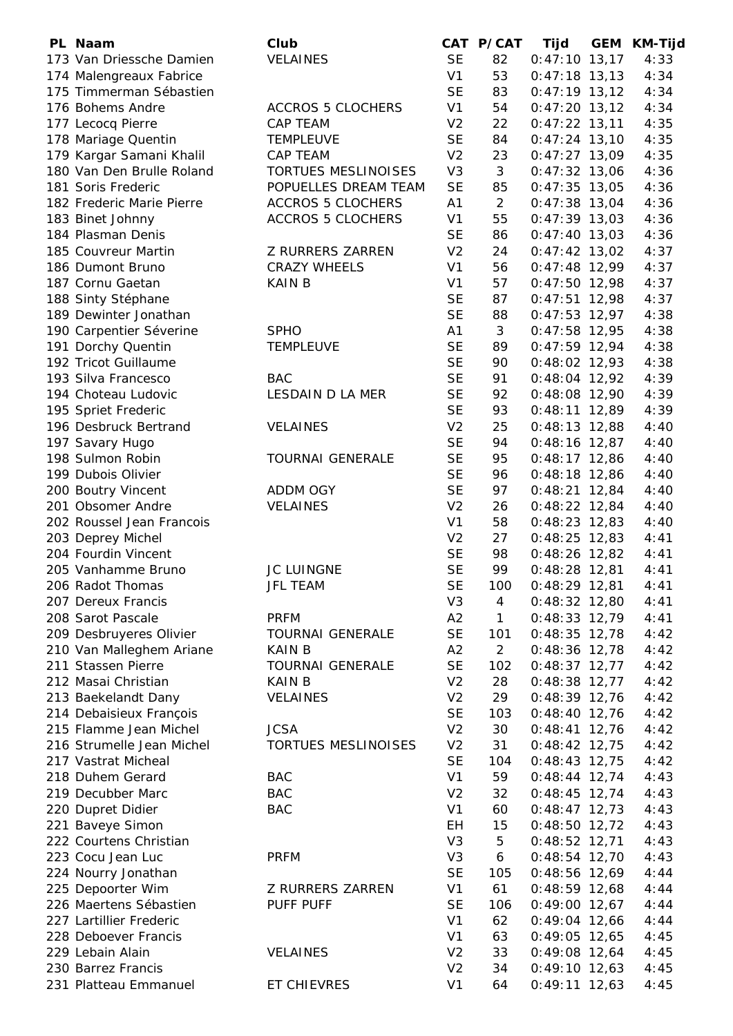| PL | Naam | Club | CAT | P/CAT | Tijd | GEM | KM-Tijd |
|---|---|---|---|---|---|---|---|
| 173 | Van Driessche Damien | VELAINES | SE | 82 | 0:47:10 | 13,17 | 4:33 |
| 174 | Malengreaux Fabrice | | V1 | 53 | 0:47:18 | 13,13 | 4:34 |
| 175 | Timmerman Sébastien | | SE | 83 | 0:47:19 | 13,12 | 4:34 |
| 176 | Bohems Andre | ACCROS 5 CLOCHERS | V1 | 54 | 0:47:20 | 13,12 | 4:34 |
| 177 | Lecocq Pierre | CAP TEAM | V2 | 22 | 0:47:22 | 13,11 | 4:35 |
| 178 | Mariage Quentin | TEMPLEUVE | SE | 84 | 0:47:24 | 13,10 | 4:35 |
| 179 | Kargar Samani Khalil | CAP TEAM | V2 | 23 | 0:47:27 | 13,09 | 4:35 |
| 180 | Van Den Brulle Roland | TORTUES MESLINOISES | V3 | 3 | 0:47:32 | 13,06 | 4:36 |
| 181 | Soris Frederic | POPUELLES DREAM TEAM | SE | 85 | 0:47:35 | 13,05 | 4:36 |
| 182 | Frederic Marie Pierre | ACCROS 5 CLOCHERS | A1 | 2 | 0:47:38 | 13,04 | 4:36 |
| 183 | Binet Johnny | ACCROS 5 CLOCHERS | V1 | 55 | 0:47:39 | 13,03 | 4:36 |
| 184 | Plasman Denis | | SE | 86 | 0:47:40 | 13,03 | 4:36 |
| 185 | Couvreur Martin | Z RURRERS ZARREN | V2 | 24 | 0:47:42 | 13,02 | 4:37 |
| 186 | Dumont Bruno | CRAZY WHEELS | V1 | 56 | 0:47:48 | 12,99 | 4:37 |
| 187 | Cornu Gaetan | KAIN B | V1 | 57 | 0:47:50 | 12,98 | 4:37 |
| 188 | Sinty Stéphane | | SE | 87 | 0:47:51 | 12,98 | 4:37 |
| 189 | Dewinter Jonathan | | SE | 88 | 0:47:53 | 12,97 | 4:38 |
| 190 | Carpentier Séverine | SPHO | A1 | 3 | 0:47:58 | 12,95 | 4:38 |
| 191 | Dorchy Quentin | TEMPLEUVE | SE | 89 | 0:47:59 | 12,94 | 4:38 |
| 192 | Tricot Guillaume | | SE | 90 | 0:48:02 | 12,93 | 4:38 |
| 193 | Silva Francesco | BAC | SE | 91 | 0:48:04 | 12,92 | 4:39 |
| 194 | Choteau Ludovic | LESDAIN D LA MER | SE | 92 | 0:48:08 | 12,90 | 4:39 |
| 195 | Spriet Frederic | | SE | 93 | 0:48:11 | 12,89 | 4:39 |
| 196 | Desbruck Bertrand | VELAINES | V2 | 25 | 0:48:13 | 12,88 | 4:40 |
| 197 | Savary Hugo | | SE | 94 | 0:48:16 | 12,87 | 4:40 |
| 198 | Sulmon Robin | TOURNAI GENERALE | SE | 95 | 0:48:17 | 12,86 | 4:40 |
| 199 | Dubois Olivier | | SE | 96 | 0:48:18 | 12,86 | 4:40 |
| 200 | Boutry Vincent | ADDM OGY | SE | 97 | 0:48:21 | 12,84 | 4:40 |
| 201 | Obsomer Andre | VELAINES | V2 | 26 | 0:48:22 | 12,84 | 4:40 |
| 202 | Roussel Jean Francois | | V1 | 58 | 0:48:23 | 12,83 | 4:40 |
| 203 | Deprey Michel | | V2 | 27 | 0:48:25 | 12,83 | 4:41 |
| 204 | Fourdin Vincent | | SE | 98 | 0:48:26 | 12,82 | 4:41 |
| 205 | Vanhamme Bruno | JC LUINGNE | SE | 99 | 0:48:28 | 12,81 | 4:41 |
| 206 | Radot Thomas | JFL TEAM | SE | 100 | 0:48:29 | 12,81 | 4:41 |
| 207 | Dereux Francis | | V3 | 4 | 0:48:32 | 12,80 | 4:41 |
| 208 | Sarot Pascale | PRFM | A2 | 1 | 0:48:33 | 12,79 | 4:41 |
| 209 | Desbruyeres Olivier | TOURNAI GENERALE | SE | 101 | 0:48:35 | 12,78 | 4:42 |
| 210 | Van Malleghem Ariane | KAIN B | A2 | 2 | 0:48:36 | 12,78 | 4:42 |
| 211 | Stassen Pierre | TOURNAI GENERALE | SE | 102 | 0:48:37 | 12,77 | 4:42 |
| 212 | Masai Christian | KAIN B | V2 | 28 | 0:48:38 | 12,77 | 4:42 |
| 213 | Baekelandt Dany | VELAINES | V2 | 29 | 0:48:39 | 12,76 | 4:42 |
| 214 | Debaisieux François | | SE | 103 | 0:48:40 | 12,76 | 4:42 |
| 215 | Flamme Jean Michel | JCSA | V2 | 30 | 0:48:41 | 12,76 | 4:42 |
| 216 | Strumelle Jean Michel | TORTUES MESLINOISES | V2 | 31 | 0:48:42 | 12,75 | 4:42 |
| 217 | Vastrat Micheal | | SE | 104 | 0:48:43 | 12,75 | 4:42 |
| 218 | Duhem Gerard | BAC | V1 | 59 | 0:48:44 | 12,74 | 4:43 |
| 219 | Decubber Marc | BAC | V2 | 32 | 0:48:45 | 12,74 | 4:43 |
| 220 | Dupret Didier | BAC | V1 | 60 | 0:48:47 | 12,73 | 4:43 |
| 221 | Baveye Simon | | EH | 15 | 0:48:50 | 12,72 | 4:43 |
| 222 | Courtens Christian | | V3 | 5 | 0:48:52 | 12,71 | 4:43 |
| 223 | Cocu Jean Luc | PRFM | V3 | 6 | 0:48:54 | 12,70 | 4:43 |
| 224 | Nourry Jonathan | | SE | 105 | 0:48:56 | 12,69 | 4:44 |
| 225 | Depoorter Wim | Z RURRERS ZARREN | V1 | 61 | 0:48:59 | 12,68 | 4:44 |
| 226 | Maertens Sébastien | PUFF PUFF | SE | 106 | 0:49:00 | 12,67 | 4:44 |
| 227 | Lartillier Frederic | | V1 | 62 | 0:49:04 | 12,66 | 4:44 |
| 228 | Deboever Francis | | V1 | 63 | 0:49:05 | 12,65 | 4:45 |
| 229 | Lebain Alain | VELAINES | V2 | 33 | 0:49:08 | 12,64 | 4:45 |
| 230 | Barrez Francis | | V2 | 34 | 0:49:10 | 12,63 | 4:45 |
| 231 | Platteau Emmanuel | ET CHIEVRES | V1 | 64 | 0:49:11 | 12,63 | 4:45 |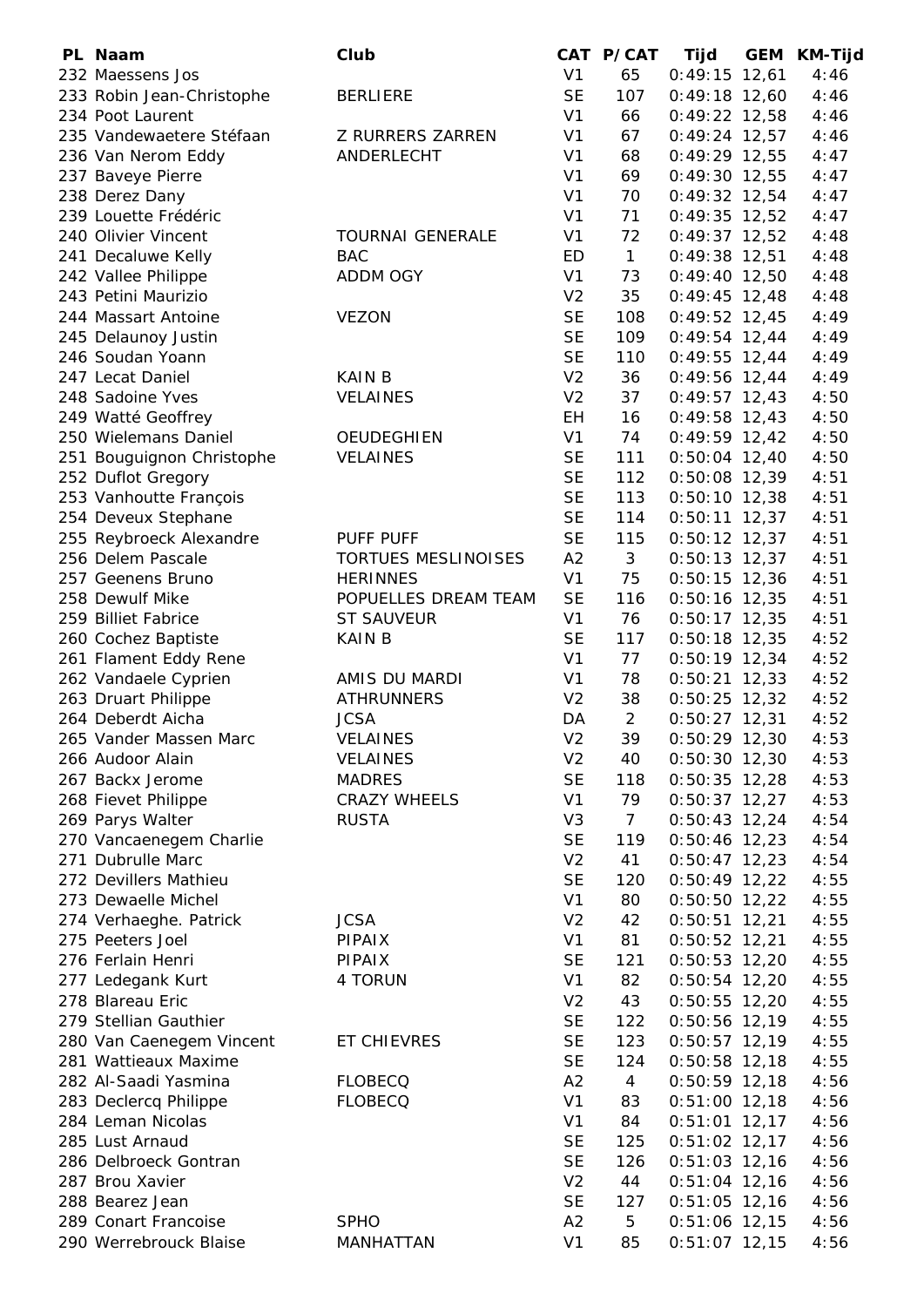| PL | Naam | Club | CAT | P/CAT | Tijd | GEM | KM-Tijd |
|---|---|---|---|---|---|---|---|
| 232 | Maessens Jos | | V1 | 65 | 0:49:15 | 12,61 | 4:46 |
| 233 | Robin Jean-Christophe | BERLIERE | SE | 107 | 0:49:18 | 12,60 | 4:46 |
| 234 | Poot Laurent | | V1 | 66 | 0:49:22 | 12,58 | 4:46 |
| 235 | Vandewaetere Stéfaan | Z RURRERS ZARREN | V1 | 67 | 0:49:24 | 12,57 | 4:46 |
| 236 | Van Nerom Eddy | ANDERLECHT | V1 | 68 | 0:49:29 | 12,55 | 4:47 |
| 237 | Baveye Pierre | | V1 | 69 | 0:49:30 | 12,55 | 4:47 |
| 238 | Derez Dany | | V1 | 70 | 0:49:32 | 12,54 | 4:47 |
| 239 | Louette Frédéric | | V1 | 71 | 0:49:35 | 12,52 | 4:47 |
| 240 | Olivier Vincent | TOURNAI GENERALE | V1 | 72 | 0:49:37 | 12,52 | 4:48 |
| 241 | Decaluwe Kelly | BAC | ED | 1 | 0:49:38 | 12,51 | 4:48 |
| 242 | Vallee Philippe | ADDM OGY | V1 | 73 | 0:49:40 | 12,50 | 4:48 |
| 243 | Petini Maurizio | | V2 | 35 | 0:49:45 | 12,48 | 4:48 |
| 244 | Massart Antoine | VEZON | SE | 108 | 0:49:52 | 12,45 | 4:49 |
| 245 | Delaunoy Justin | | SE | 109 | 0:49:54 | 12,44 | 4:49 |
| 246 | Soudan Yoann | | SE | 110 | 0:49:55 | 12,44 | 4:49 |
| 247 | Lecat Daniel | KAIN B | V2 | 36 | 0:49:56 | 12,44 | 4:49 |
| 248 | Sadoine Yves | VELAINES | V2 | 37 | 0:49:57 | 12,43 | 4:50 |
| 249 | Watté Geoffrey | | EH | 16 | 0:49:58 | 12,43 | 4:50 |
| 250 | Wielemans Daniel | OEUDEGHIEN | V1 | 74 | 0:49:59 | 12,42 | 4:50 |
| 251 | Bouguignon Christophe | VELAINES | SE | 111 | 0:50:04 | 12,40 | 4:50 |
| 252 | Duflot Gregory | | SE | 112 | 0:50:08 | 12,39 | 4:51 |
| 253 | Vanhoutte François | | SE | 113 | 0:50:10 | 12,38 | 4:51 |
| 254 | Deveux Stephane | | SE | 114 | 0:50:11 | 12,37 | 4:51 |
| 255 | Reybroeck Alexandre | PUFF PUFF | SE | 115 | 0:50:12 | 12,37 | 4:51 |
| 256 | Delem Pascale | TORTUES MESLINOISES | A2 | 3 | 0:50:13 | 12,37 | 4:51 |
| 257 | Geenens Bruno | HERINNES | V1 | 75 | 0:50:15 | 12,36 | 4:51 |
| 258 | Dewulf Mike | POPUELLES DREAM TEAM | SE | 116 | 0:50:16 | 12,35 | 4:51 |
| 259 | Billiet Fabrice | ST SAUVEUR | V1 | 76 | 0:50:17 | 12,35 | 4:51 |
| 260 | Cochez Baptiste | KAIN B | SE | 117 | 0:50:18 | 12,35 | 4:52 |
| 261 | Flament Eddy Rene | | V1 | 77 | 0:50:19 | 12,34 | 4:52 |
| 262 | Vandaele Cyprien | AMIS DU MARDI | V1 | 78 | 0:50:21 | 12,33 | 4:52 |
| 263 | Druart Philippe | ATHRUNNERS | V2 | 38 | 0:50:25 | 12,32 | 4:52 |
| 264 | Deberdt Aicha | JCSA | DA | 2 | 0:50:27 | 12,31 | 4:52 |
| 265 | Vander Massen Marc | VELAINES | V2 | 39 | 0:50:29 | 12,30 | 4:53 |
| 266 | Audoor Alain | VELAINES | V2 | 40 | 0:50:30 | 12,30 | 4:53 |
| 267 | Backx Jerome | MADRES | SE | 118 | 0:50:35 | 12,28 | 4:53 |
| 268 | Fievet Philippe | CRAZY WHEELS | V1 | 79 | 0:50:37 | 12,27 | 4:53 |
| 269 | Parys Walter | RUSTA | V3 | 7 | 0:50:43 | 12,24 | 4:54 |
| 270 | Vancaenegem Charlie | | SE | 119 | 0:50:46 | 12,23 | 4:54 |
| 271 | Dubrulle Marc | | V2 | 41 | 0:50:47 | 12,23 | 4:54 |
| 272 | Devillers Mathieu | | SE | 120 | 0:50:49 | 12,22 | 4:55 |
| 273 | Dewaelle Michel | | V1 | 80 | 0:50:50 | 12,22 | 4:55 |
| 274 | Verhaeghe. Patrick | JCSA | V2 | 42 | 0:50:51 | 12,21 | 4:55 |
| 275 | Peeters Joel | PIPAIX | V1 | 81 | 0:50:52 | 12,21 | 4:55 |
| 276 | Ferlain Henri | PIPAIX | SE | 121 | 0:50:53 | 12,20 | 4:55 |
| 277 | Ledegank Kurt | 4 TORUN | V1 | 82 | 0:50:54 | 12,20 | 4:55 |
| 278 | Blareau Eric | | V2 | 43 | 0:50:55 | 12,20 | 4:55 |
| 279 | Stellian Gauthier | | SE | 122 | 0:50:56 | 12,19 | 4:55 |
| 280 | Van Caenegem Vincent | ET CHIEVRES | SE | 123 | 0:50:57 | 12,19 | 4:55 |
| 281 | Wattieaux Maxime | | SE | 124 | 0:50:58 | 12,18 | 4:55 |
| 282 | Al-Saadi Yasmina | FLOBECQ | A2 | 4 | 0:50:59 | 12,18 | 4:56 |
| 283 | Declercq Philippe | FLOBECQ | V1 | 83 | 0:51:00 | 12,18 | 4:56 |
| 284 | Leman Nicolas | | V1 | 84 | 0:51:01 | 12,17 | 4:56 |
| 285 | Lust Arnaud | | SE | 125 | 0:51:02 | 12,17 | 4:56 |
| 286 | Delbroeck Gontran | | SE | 126 | 0:51:03 | 12,16 | 4:56 |
| 287 | Brou Xavier | | V2 | 44 | 0:51:04 | 12,16 | 4:56 |
| 288 | Bearez Jean | | SE | 127 | 0:51:05 | 12,16 | 4:56 |
| 289 | Conart Francoise | SPHO | A2 | 5 | 0:51:06 | 12,15 | 4:56 |
| 290 | Werrebrouck Blaise | MANHATTAN | V1 | 85 | 0:51:07 | 12,15 | 4:56 |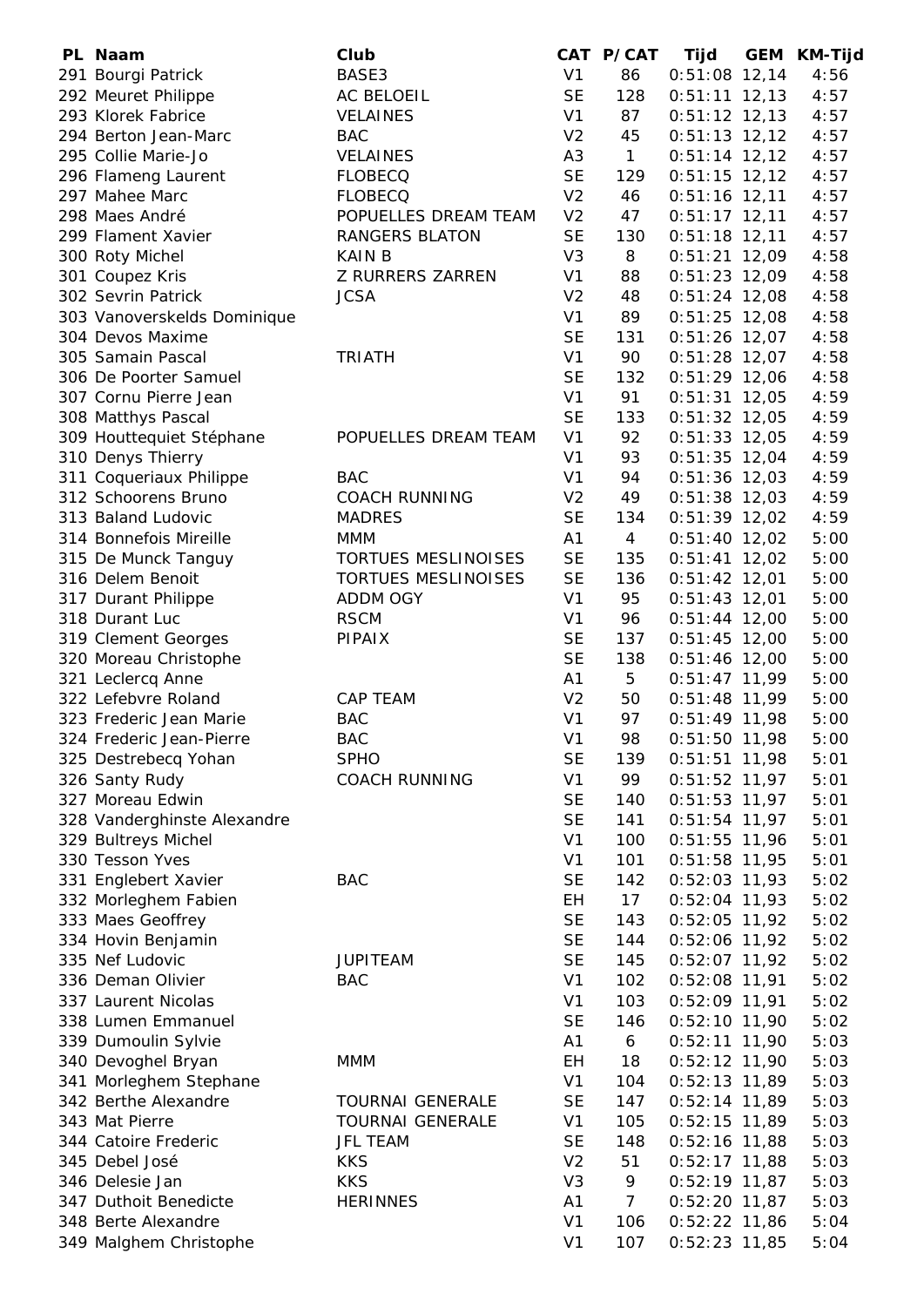| PL | Naam | Club | CAT | P/CAT | Tijd | GEM | KM-Tijd |
|---|---|---|---|---|---|---|---|
| 291 | Bourgi Patrick | BASE3 | V1 | 86 | 0:51:08 | 12,14 | 4:56 |
| 292 | Meuret Philippe | AC BELOEIL | SE | 128 | 0:51:11 | 12,13 | 4:57 |
| 293 | Klorek Fabrice | VELAINES | V1 | 87 | 0:51:12 | 12,13 | 4:57 |
| 294 | Berton Jean-Marc | BAC | V2 | 45 | 0:51:13 | 12,12 | 4:57 |
| 295 | Collie Marie-Jo | VELAINES | A3 | 1 | 0:51:14 | 12,12 | 4:57 |
| 296 | Flameng Laurent | FLOBECQ | SE | 129 | 0:51:15 | 12,12 | 4:57 |
| 297 | Mahee Marc | FLOBECQ | V2 | 46 | 0:51:16 | 12,11 | 4:57 |
| 298 | Maes André | POPUELLES DREAM TEAM | V2 | 47 | 0:51:17 | 12,11 | 4:57 |
| 299 | Flament Xavier | RANGERS BLATON | SE | 130 | 0:51:18 | 12,11 | 4:57 |
| 300 | Roty Michel | KAIN B | V3 | 8 | 0:51:21 | 12,09 | 4:58 |
| 301 | Coupez Kris | Z RURRERS ZARREN | V1 | 88 | 0:51:23 | 12,09 | 4:58 |
| 302 | Sevrin Patrick | JCSA | V2 | 48 | 0:51:24 | 12,08 | 4:58 |
| 303 | Vanoverskelds Dominique | | V1 | 89 | 0:51:25 | 12,08 | 4:58 |
| 304 | Devos Maxime | | SE | 131 | 0:51:26 | 12,07 | 4:58 |
| 305 | Samain Pascal | TRIATH | V1 | 90 | 0:51:28 | 12,07 | 4:58 |
| 306 | De Poorter Samuel | | SE | 132 | 0:51:29 | 12,06 | 4:58 |
| 307 | Cornu Pierre Jean | | V1 | 91 | 0:51:31 | 12,05 | 4:59 |
| 308 | Matthys Pascal | | SE | 133 | 0:51:32 | 12,05 | 4:59 |
| 309 | Houttequiet Stéphane | POPUELLES DREAM TEAM | V1 | 92 | 0:51:33 | 12,05 | 4:59 |
| 310 | Denys Thierry | | V1 | 93 | 0:51:35 | 12,04 | 4:59 |
| 311 | Coqueriaux Philippe | BAC | V1 | 94 | 0:51:36 | 12,03 | 4:59 |
| 312 | Schoorens Bruno | COACH RUNNING | V2 | 49 | 0:51:38 | 12,03 | 4:59 |
| 313 | Baland Ludovic | MADRES | SE | 134 | 0:51:39 | 12,02 | 4:59 |
| 314 | Bonnefois Mireille | MMM | A1 | 4 | 0:51:40 | 12,02 | 5:00 |
| 315 | De Munck Tanguy | TORTUES MESLINOISES | SE | 135 | 0:51:41 | 12,02 | 5:00 |
| 316 | Delem Benoit | TORTUES MESLINOISES | SE | 136 | 0:51:42 | 12,01 | 5:00 |
| 317 | Durant Philippe | ADDM OGY | V1 | 95 | 0:51:43 | 12,01 | 5:00 |
| 318 | Durant Luc | RSCM | V1 | 96 | 0:51:44 | 12,00 | 5:00 |
| 319 | Clement Georges | PIPAIX | SE | 137 | 0:51:45 | 12,00 | 5:00 |
| 320 | Moreau Christophe | | SE | 138 | 0:51:46 | 12,00 | 5:00 |
| 321 | Leclercq Anne | | A1 | 5 | 0:51:47 | 11,99 | 5:00 |
| 322 | Lefebvre Roland | CAP TEAM | V2 | 50 | 0:51:48 | 11,99 | 5:00 |
| 323 | Frederic Jean Marie | BAC | V1 | 97 | 0:51:49 | 11,98 | 5:00 |
| 324 | Frederic Jean-Pierre | BAC | V1 | 98 | 0:51:50 | 11,98 | 5:00 |
| 325 | Destrebecq Yohan | SPHO | SE | 139 | 0:51:51 | 11,98 | 5:01 |
| 326 | Santy Rudy | COACH RUNNING | V1 | 99 | 0:51:52 | 11,97 | 5:01 |
| 327 | Moreau Edwin | | SE | 140 | 0:51:53 | 11,97 | 5:01 |
| 328 | Vanderghinste Alexandre | | SE | 141 | 0:51:54 | 11,97 | 5:01 |
| 329 | Bultreys Michel | | V1 | 100 | 0:51:55 | 11,96 | 5:01 |
| 330 | Tesson Yves | | V1 | 101 | 0:51:58 | 11,95 | 5:01 |
| 331 | Englebert Xavier | BAC | SE | 142 | 0:52:03 | 11,93 | 5:02 |
| 332 | Morleghem Fabien | | EH | 17 | 0:52:04 | 11,93 | 5:02 |
| 333 | Maes Geoffrey | | SE | 143 | 0:52:05 | 11,92 | 5:02 |
| 334 | Hovin Benjamin | | SE | 144 | 0:52:06 | 11,92 | 5:02 |
| 335 | Nef Ludovic | JUPITEAM | SE | 145 | 0:52:07 | 11,92 | 5:02 |
| 336 | Deman Olivier | BAC | V1 | 102 | 0:52:08 | 11,91 | 5:02 |
| 337 | Laurent Nicolas | | V1 | 103 | 0:52:09 | 11,91 | 5:02 |
| 338 | Lumen Emmanuel | | SE | 146 | 0:52:10 | 11,90 | 5:02 |
| 339 | Dumoulin Sylvie | | A1 | 6 | 0:52:11 | 11,90 | 5:03 |
| 340 | Devoghel Bryan | MMM | EH | 18 | 0:52:12 | 11,90 | 5:03 |
| 341 | Morleghem Stephane | | V1 | 104 | 0:52:13 | 11,89 | 5:03 |
| 342 | Berthe Alexandre | TOURNAI GENERALE | SE | 147 | 0:52:14 | 11,89 | 5:03 |
| 343 | Mat Pierre | TOURNAI GENERALE | V1 | 105 | 0:52:15 | 11,89 | 5:03 |
| 344 | Catoire Frederic | JFL TEAM | SE | 148 | 0:52:16 | 11,88 | 5:03 |
| 345 | Debel José | KKS | V2 | 51 | 0:52:17 | 11,88 | 5:03 |
| 346 | Delesie Jan | KKS | V3 | 9 | 0:52:19 | 11,87 | 5:03 |
| 347 | Duthoit Benedicte | HERINNES | A1 | 7 | 0:52:20 | 11,87 | 5:03 |
| 348 | Berte Alexandre | | V1 | 106 | 0:52:22 | 11,86 | 5:04 |
| 349 | Malghem Christophe | | V1 | 107 | 0:52:23 | 11,85 | 5:04 |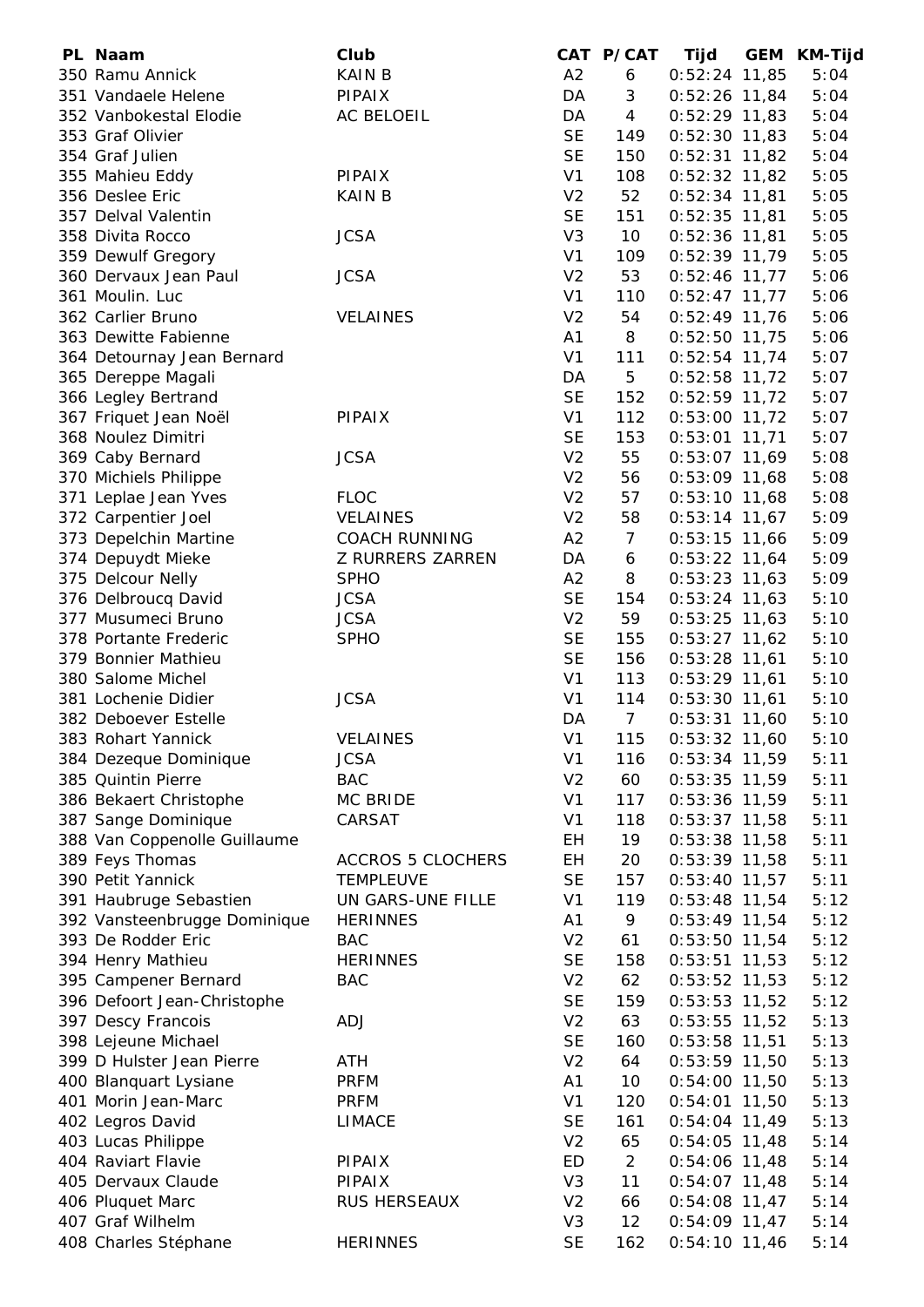| PL | Naam | Club | CAT | P/CAT | Tijd | GEM | KM-Tijd |
|---|---|---|---|---|---|---|---|
| 350 | Ramu Annick | KAIN B | A2 | 6 | 0:52:24 | 11,85 | 5:04 |
| 351 | Vandaele Helene | PIPAIX | DA | 3 | 0:52:26 | 11,84 | 5:04 |
| 352 | Vanbokestal Elodie | AC BELOEIL | DA | 4 | 0:52:29 | 11,83 | 5:04 |
| 353 | Graf Olivier | | SE | 149 | 0:52:30 | 11,83 | 5:04 |
| 354 | Graf Julien | | SE | 150 | 0:52:31 | 11,82 | 5:04 |
| 355 | Mahieu Eddy | PIPAIX | V1 | 108 | 0:52:32 | 11,82 | 5:05 |
| 356 | Deslee Eric | KAIN B | V2 | 52 | 0:52:34 | 11,81 | 5:05 |
| 357 | Delval Valentin | | SE | 151 | 0:52:35 | 11,81 | 5:05 |
| 358 | Divita Rocco | JCSA | V3 | 10 | 0:52:36 | 11,81 | 5:05 |
| 359 | Dewulf Gregory | | V1 | 109 | 0:52:39 | 11,79 | 5:05 |
| 360 | Dervaux Jean Paul | JCSA | V2 | 53 | 0:52:46 | 11,77 | 5:06 |
| 361 | Moulin. Luc | | V1 | 110 | 0:52:47 | 11,77 | 5:06 |
| 362 | Carlier Bruno | VELAINES | V2 | 54 | 0:52:49 | 11,76 | 5:06 |
| 363 | Dewitte Fabienne | | A1 | 8 | 0:52:50 | 11,75 | 5:06 |
| 364 | Detournay Jean Bernard | | V1 | 111 | 0:52:54 | 11,74 | 5:07 |
| 365 | Dereppe Magali | | DA | 5 | 0:52:58 | 11,72 | 5:07 |
| 366 | Legley Bertrand | | SE | 152 | 0:52:59 | 11,72 | 5:07 |
| 367 | Friquet Jean Noël | PIPAIX | V1 | 112 | 0:53:00 | 11,72 | 5:07 |
| 368 | Noulez Dimitri | | SE | 153 | 0:53:01 | 11,71 | 5:07 |
| 369 | Caby Bernard | JCSA | V2 | 55 | 0:53:07 | 11,69 | 5:08 |
| 370 | Michiels Philippe | | V2 | 56 | 0:53:09 | 11,68 | 5:08 |
| 371 | Leplae Jean Yves | FLOC | V2 | 57 | 0:53:10 | 11,68 | 5:08 |
| 372 | Carpentier Joel | VELAINES | V2 | 58 | 0:53:14 | 11,67 | 5:09 |
| 373 | Depelchin Martine | COACH RUNNING | A2 | 7 | 0:53:15 | 11,66 | 5:09 |
| 374 | Depuydt Mieke | Z RURRERS ZARREN | DA | 6 | 0:53:22 | 11,64 | 5:09 |
| 375 | Delcour Nelly | SPHO | A2 | 8 | 0:53:23 | 11,63 | 5:09 |
| 376 | Delbroucq David | JCSA | SE | 154 | 0:53:24 | 11,63 | 5:10 |
| 377 | Musumeci Bruno | JCSA | V2 | 59 | 0:53:25 | 11,63 | 5:10 |
| 378 | Portante Frederic | SPHO | SE | 155 | 0:53:27 | 11,62 | 5:10 |
| 379 | Bonnier Mathieu | | SE | 156 | 0:53:28 | 11,61 | 5:10 |
| 380 | Salome Michel | | V1 | 113 | 0:53:29 | 11,61 | 5:10 |
| 381 | Lochenie Didier | JCSA | V1 | 114 | 0:53:30 | 11,61 | 5:10 |
| 382 | Deboever Estelle | | DA | 7 | 0:53:31 | 11,60 | 5:10 |
| 383 | Rohart Yannick | VELAINES | V1 | 115 | 0:53:32 | 11,60 | 5:10 |
| 384 | Dezeque Dominique | JCSA | V1 | 116 | 0:53:34 | 11,59 | 5:11 |
| 385 | Quintin Pierre | BAC | V2 | 60 | 0:53:35 | 11,59 | 5:11 |
| 386 | Bekaert Christophe | MC BRIDE | V1 | 117 | 0:53:36 | 11,59 | 5:11 |
| 387 | Sange Dominique | CARSAT | V1 | 118 | 0:53:37 | 11,58 | 5:11 |
| 388 | Van Coppenolle Guillaume | | EH | 19 | 0:53:38 | 11,58 | 5:11 |
| 389 | Feys Thomas | ACCROS 5 CLOCHERS | EH | 20 | 0:53:39 | 11,58 | 5:11 |
| 390 | Petit Yannick | TEMPLEUVE | SE | 157 | 0:53:40 | 11,57 | 5:11 |
| 391 | Haubruge Sebastien | UN GARS-UNE FILLE | V1 | 119 | 0:53:48 | 11,54 | 5:12 |
| 392 | Vansteenbrugge Dominique | HERINNES | A1 | 9 | 0:53:49 | 11,54 | 5:12 |
| 393 | De Rodder Eric | BAC | V2 | 61 | 0:53:50 | 11,54 | 5:12 |
| 394 | Henry Mathieu | HERINNES | SE | 158 | 0:53:51 | 11,53 | 5:12 |
| 395 | Campener Bernard | BAC | V2 | 62 | 0:53:52 | 11,53 | 5:12 |
| 396 | Defoort Jean-Christophe | | SE | 159 | 0:53:53 | 11,52 | 5:12 |
| 397 | Descy Francois | ADJ | V2 | 63 | 0:53:55 | 11,52 | 5:13 |
| 398 | Lejeune Michael | | SE | 160 | 0:53:58 | 11,51 | 5:13 |
| 399 | D Hulster Jean Pierre | ATH | V2 | 64 | 0:53:59 | 11,50 | 5:13 |
| 400 | Blanquart Lysiane | PRFM | A1 | 10 | 0:54:00 | 11,50 | 5:13 |
| 401 | Morin Jean-Marc | PRFM | V1 | 120 | 0:54:01 | 11,50 | 5:13 |
| 402 | Legros David | LIMACE | SE | 161 | 0:54:04 | 11,49 | 5:13 |
| 403 | Lucas Philippe | | V2 | 65 | 0:54:05 | 11,48 | 5:14 |
| 404 | Raviart Flavie | PIPAIX | ED | 2 | 0:54:06 | 11,48 | 5:14 |
| 405 | Dervaux Claude | PIPAIX | V3 | 11 | 0:54:07 | 11,48 | 5:14 |
| 406 | Pluquet Marc | RUS HERSEAUX | V2 | 66 | 0:54:08 | 11,47 | 5:14 |
| 407 | Graf Wilhelm | | V3 | 12 | 0:54:09 | 11,47 | 5:14 |
| 408 | Charles Stéphane | HERINNES | SE | 162 | 0:54:10 | 11,46 | 5:14 |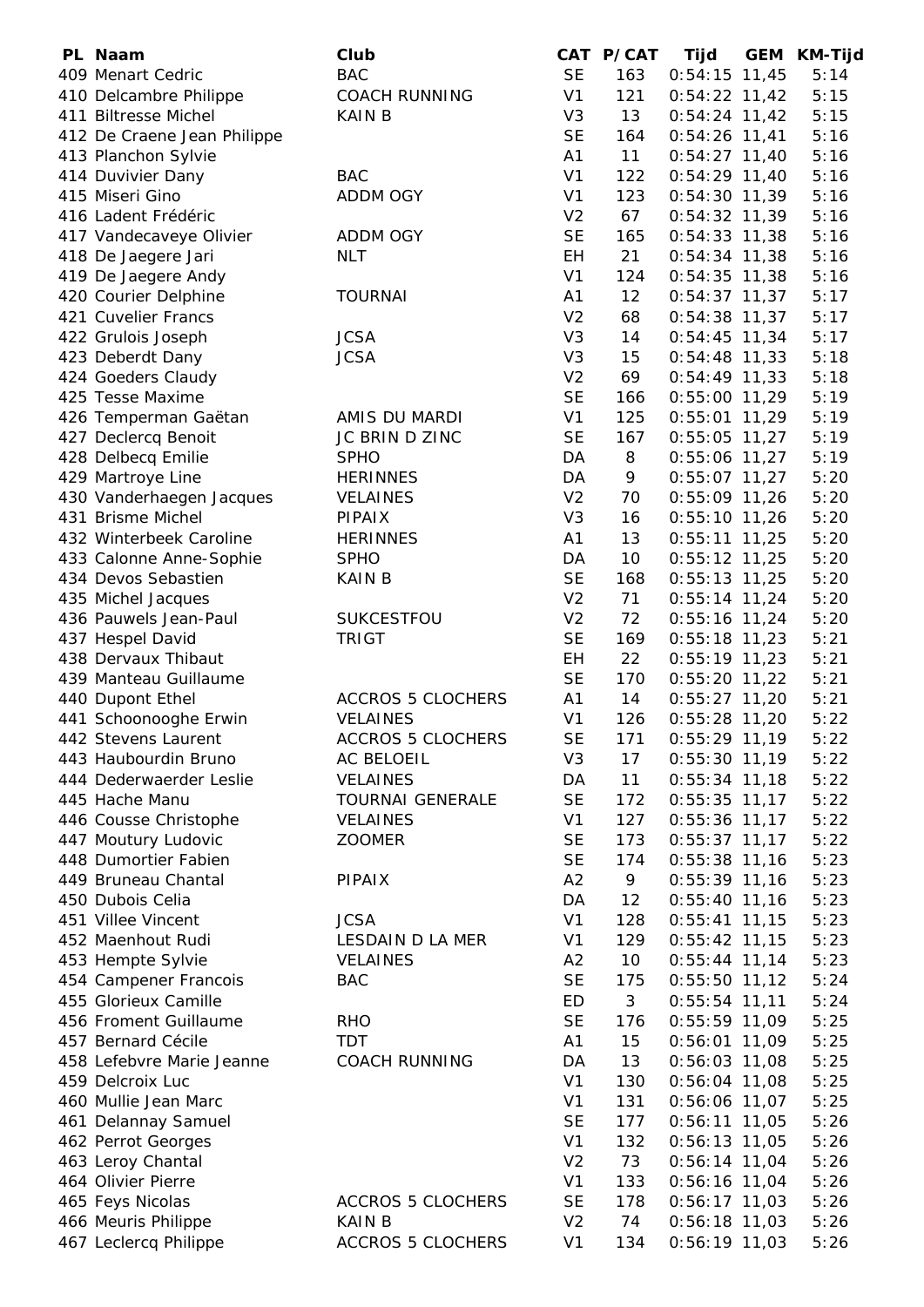| PL | Naam | Club | CAT | P/CAT | Tijd | GEM | KM-Tijd |
|---|---|---|---|---|---|---|---|
| 409 | Menart Cedric | BAC | SE | 163 | 0:54:15 | 11,45 | 5:14 |
| 410 | Delcambre Philippe | COACH RUNNING | V1 | 121 | 0:54:22 | 11,42 | 5:15 |
| 411 | Biltresse Michel | KAIN B | V3 | 13 | 0:54:24 | 11,42 | 5:15 |
| 412 | De Craene Jean Philippe | | SE | 164 | 0:54:26 | 11,41 | 5:16 |
| 413 | Planchon Sylvie | | A1 | 11 | 0:54:27 | 11,40 | 5:16 |
| 414 | Duvivier Dany | BAC | V1 | 122 | 0:54:29 | 11,40 | 5:16 |
| 415 | Miseri Gino | ADDM OGY | V1 | 123 | 0:54:30 | 11,39 | 5:16 |
| 416 | Ladent Frédéric | | V2 | 67 | 0:54:32 | 11,39 | 5:16 |
| 417 | Vandecaveye Olivier | ADDM OGY | SE | 165 | 0:54:33 | 11,38 | 5:16 |
| 418 | De Jaegere Jari | NLT | EH | 21 | 0:54:34 | 11,38 | 5:16 |
| 419 | De Jaegere Andy | | V1 | 124 | 0:54:35 | 11,38 | 5:16 |
| 420 | Courier Delphine | TOURNAI | A1 | 12 | 0:54:37 | 11,37 | 5:17 |
| 421 | Cuvelier Francs | | V2 | 68 | 0:54:38 | 11,37 | 5:17 |
| 422 | Grulois Joseph | JCSA | V3 | 14 | 0:54:45 | 11,34 | 5:17 |
| 423 | Deberdt Dany | JCSA | V3 | 15 | 0:54:48 | 11,33 | 5:18 |
| 424 | Goeders Claudy | | V2 | 69 | 0:54:49 | 11,33 | 5:18 |
| 425 | Tesse Maxime | | SE | 166 | 0:55:00 | 11,29 | 5:19 |
| 426 | Temperman Gaëtan | AMIS DU MARDI | V1 | 125 | 0:55:01 | 11,29 | 5:19 |
| 427 | Declercq Benoit | JC BRIN D ZINC | SE | 167 | 0:55:05 | 11,27 | 5:19 |
| 428 | Delbecq Emilie | SPHO | DA | 8 | 0:55:06 | 11,27 | 5:19 |
| 429 | Martroye Line | HERINNES | DA | 9 | 0:55:07 | 11,27 | 5:20 |
| 430 | Vanderhaegen Jacques | VELAINES | V2 | 70 | 0:55:09 | 11,26 | 5:20 |
| 431 | Brisme Michel | PIPAIX | V3 | 16 | 0:55:10 | 11,26 | 5:20 |
| 432 | Winterbeek Caroline | HERINNES | A1 | 13 | 0:55:11 | 11,25 | 5:20 |
| 433 | Calonne Anne-Sophie | SPHO | DA | 10 | 0:55:12 | 11,25 | 5:20 |
| 434 | Devos Sebastien | KAIN B | SE | 168 | 0:55:13 | 11,25 | 5:20 |
| 435 | Michel Jacques | | V2 | 71 | 0:55:14 | 11,24 | 5:20 |
| 436 | Pauwels Jean-Paul | SUKCESTFOU | V2 | 72 | 0:55:16 | 11,24 | 5:20 |
| 437 | Hespel David | TRIGT | SE | 169 | 0:55:18 | 11,23 | 5:21 |
| 438 | Dervaux Thibaut | | EH | 22 | 0:55:19 | 11,23 | 5:21 |
| 439 | Manteau Guillaume | | SE | 170 | 0:55:20 | 11,22 | 5:21 |
| 440 | Dupont Ethel | ACCROS 5 CLOCHERS | A1 | 14 | 0:55:27 | 11,20 | 5:21 |
| 441 | Schoonooghe Erwin | VELAINES | V1 | 126 | 0:55:28 | 11,20 | 5:22 |
| 442 | Stevens Laurent | ACCROS 5 CLOCHERS | SE | 171 | 0:55:29 | 11,19 | 5:22 |
| 443 | Haubourdin Bruno | AC BELOEIL | V3 | 17 | 0:55:30 | 11,19 | 5:22 |
| 444 | Dederwaerder Leslie | VELAINES | DA | 11 | 0:55:34 | 11,18 | 5:22 |
| 445 | Hache Manu | TOURNAI GENERALE | SE | 172 | 0:55:35 | 11,17 | 5:22 |
| 446 | Cousse Christophe | VELAINES | V1 | 127 | 0:55:36 | 11,17 | 5:22 |
| 447 | Moutury Ludovic | ZOOMER | SE | 173 | 0:55:37 | 11,17 | 5:22 |
| 448 | Dumortier Fabien | | SE | 174 | 0:55:38 | 11,16 | 5:23 |
| 449 | Bruneau Chantal | PIPAIX | A2 | 9 | 0:55:39 | 11,16 | 5:23 |
| 450 | Dubois Celia | | DA | 12 | 0:55:40 | 11,16 | 5:23 |
| 451 | Villee Vincent | JCSA | V1 | 128 | 0:55:41 | 11,15 | 5:23 |
| 452 | Maenhout Rudi | LESDAIN D LA MER | V1 | 129 | 0:55:42 | 11,15 | 5:23 |
| 453 | Hempte Sylvie | VELAINES | A2 | 10 | 0:55:44 | 11,14 | 5:23 |
| 454 | Campener Francois | BAC | SE | 175 | 0:55:50 | 11,12 | 5:24 |
| 455 | Glorieux Camille | | ED | 3 | 0:55:54 | 11,11 | 5:24 |
| 456 | Froment Guillaume | RHO | SE | 176 | 0:55:59 | 11,09 | 5:25 |
| 457 | Bernard Cécile | TDT | A1 | 15 | 0:56:01 | 11,09 | 5:25 |
| 458 | Lefebvre Marie Jeanne | COACH RUNNING | DA | 13 | 0:56:03 | 11,08 | 5:25 |
| 459 | Delcroix Luc | | V1 | 130 | 0:56:04 | 11,08 | 5:25 |
| 460 | Mullie Jean Marc | | V1 | 131 | 0:56:06 | 11,07 | 5:25 |
| 461 | Delannay Samuel | | SE | 177 | 0:56:11 | 11,05 | 5:26 |
| 462 | Perrot Georges | | V1 | 132 | 0:56:13 | 11,05 | 5:26 |
| 463 | Leroy Chantal | | V2 | 73 | 0:56:14 | 11,04 | 5:26 |
| 464 | Olivier Pierre | | V1 | 133 | 0:56:16 | 11,04 | 5:26 |
| 465 | Feys Nicolas | ACCROS 5 CLOCHERS | SE | 178 | 0:56:17 | 11,03 | 5:26 |
| 466 | Meuris Philippe | KAIN B | V2 | 74 | 0:56:18 | 11,03 | 5:26 |
| 467 | Leclercq Philippe | ACCROS 5 CLOCHERS | V1 | 134 | 0:56:19 | 11,03 | 5:26 |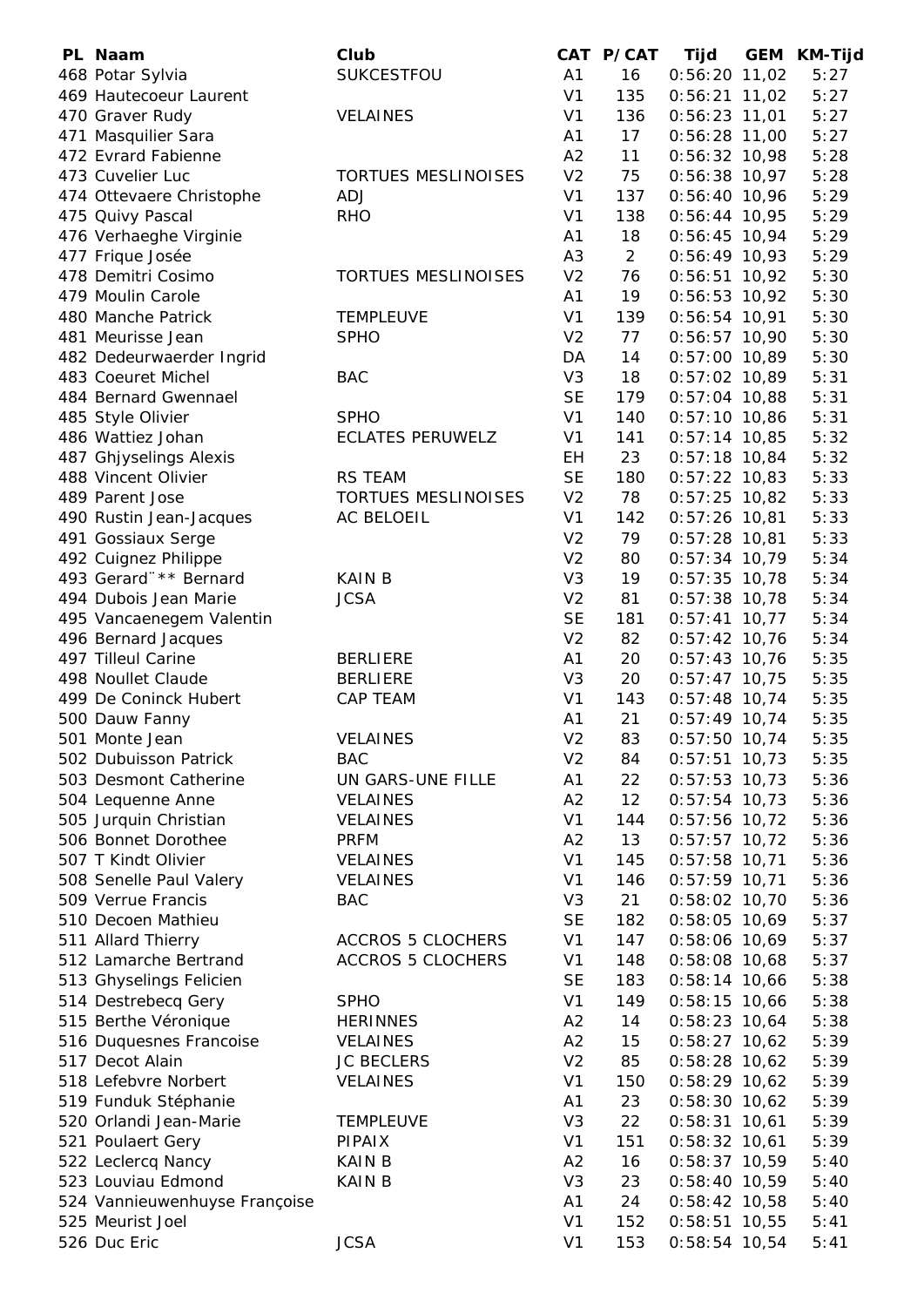| PL | Naam | Club | CAT | P/CAT | Tijd | GEM | KM-Tijd |
|---|---|---|---|---|---|---|---|
| 468 | Potar Sylvia | SUKCESTFOU | A1 | 16 | 0:56:20 | 11,02 | 5:27 |
| 469 | Hautecoeur Laurent | | V1 | 135 | 0:56:21 | 11,02 | 5:27 |
| 470 | Graver Rudy | VELAINES | V1 | 136 | 0:56:23 | 11,01 | 5:27 |
| 471 | Masquilier Sara | | A1 | 17 | 0:56:28 | 11,00 | 5:27 |
| 472 | Evrard Fabienne | | A2 | 11 | 0:56:32 | 10,98 | 5:28 |
| 473 | Cuvelier Luc | TORTUES MESLINOISES | V2 | 75 | 0:56:38 | 10,97 | 5:28 |
| 474 | Ottevaere Christophe | ADJ | V1 | 137 | 0:56:40 | 10,96 | 5:29 |
| 475 | Quivy Pascal | RHO | V1 | 138 | 0:56:44 | 10,95 | 5:29 |
| 476 | Verhaeghe Virginie | | A1 | 18 | 0:56:45 | 10,94 | 5:29 |
| 477 | Frique Josée | | A3 | 2 | 0:56:49 | 10,93 | 5:29 |
| 478 | Demitri Cosimo | TORTUES MESLINOISES | V2 | 76 | 0:56:51 | 10,92 | 5:30 |
| 479 | Moulin Carole | | A1 | 19 | 0:56:53 | 10,92 | 5:30 |
| 480 | Manche Patrick | TEMPLEUVE | V1 | 139 | 0:56:54 | 10,91 | 5:30 |
| 481 | Meurisse Jean | SPHO | V2 | 77 | 0:56:57 | 10,90 | 5:30 |
| 482 | Dedeurwaerder Ingrid | | DA | 14 | 0:57:00 | 10,89 | 5:30 |
| 483 | Coeuret Michel | BAC | V3 | 18 | 0:57:02 | 10,89 | 5:31 |
| 484 | Bernard Gwennael | | SE | 179 | 0:57:04 | 10,88 | 5:31 |
| 485 | Style Olivier | SPHO | V1 | 140 | 0:57:10 | 10,86 | 5:31 |
| 486 | Wattiez Johan | ECLATES PERUWELZ | V1 | 141 | 0:57:14 | 10,85 | 5:32 |
| 487 | Ghjyselings Alexis | | EH | 23 | 0:57:18 | 10,84 | 5:32 |
| 488 | Vincent Olivier | RS TEAM | SE | 180 | 0:57:22 | 10,83 | 5:33 |
| 489 | Parent Jose | TORTUES MESLINOISES | V2 | 78 | 0:57:25 | 10,82 | 5:33 |
| 490 | Rustin Jean-Jacques | AC BELOEIL | V1 | 142 | 0:57:26 | 10,81 | 5:33 |
| 491 | Gossiaux Serge | | V2 | 79 | 0:57:28 | 10,81 | 5:33 |
| 492 | Cuignez Philippe | | V2 | 80 | 0:57:34 | 10,79 | 5:34 |
| 493 | Gerard¨** Bernard | KAIN B | V3 | 19 | 0:57:35 | 10,78 | 5:34 |
| 494 | Dubois Jean Marie | JCSA | V2 | 81 | 0:57:38 | 10,78 | 5:34 |
| 495 | Vancaenegem Valentin | | SE | 181 | 0:57:41 | 10,77 | 5:34 |
| 496 | Bernard Jacques | | V2 | 82 | 0:57:42 | 10,76 | 5:34 |
| 497 | Tilleul Carine | BERLIERE | A1 | 20 | 0:57:43 | 10,76 | 5:35 |
| 498 | Noullet Claude | BERLIERE | V3 | 20 | 0:57:47 | 10,75 | 5:35 |
| 499 | De Coninck Hubert | CAP TEAM | V1 | 143 | 0:57:48 | 10,74 | 5:35 |
| 500 | Dauw Fanny | | A1 | 21 | 0:57:49 | 10,74 | 5:35 |
| 501 | Monte Jean | VELAINES | V2 | 83 | 0:57:50 | 10,74 | 5:35 |
| 502 | Dubuisson Patrick | BAC | V2 | 84 | 0:57:51 | 10,73 | 5:35 |
| 503 | Desmont Catherine | UN GARS-UNE FILLE | A1 | 22 | 0:57:53 | 10,73 | 5:36 |
| 504 | Lequenne Anne | VELAINES | A2 | 12 | 0:57:54 | 10,73 | 5:36 |
| 505 | Jurquin Christian | VELAINES | V1 | 144 | 0:57:56 | 10,72 | 5:36 |
| 506 | Bonnet Dorothee | PRFM | A2 | 13 | 0:57:57 | 10,72 | 5:36 |
| 507 | T Kindt Olivier | VELAINES | V1 | 145 | 0:57:58 | 10,71 | 5:36 |
| 508 | Senelle Paul Valery | VELAINES | V1 | 146 | 0:57:59 | 10,71 | 5:36 |
| 509 | Verrue Francis | BAC | V3 | 21 | 0:58:02 | 10,70 | 5:36 |
| 510 | Decoen Mathieu | | SE | 182 | 0:58:05 | 10,69 | 5:37 |
| 511 | Allard Thierry | ACCROS 5 CLOCHERS | V1 | 147 | 0:58:06 | 10,69 | 5:37 |
| 512 | Lamarche Bertrand | ACCROS 5 CLOCHERS | V1 | 148 | 0:58:08 | 10,68 | 5:37 |
| 513 | Ghyselings Felicien | | SE | 183 | 0:58:14 | 10,66 | 5:38 |
| 514 | Destrebecq Gery | SPHO | V1 | 149 | 0:58:15 | 10,66 | 5:38 |
| 515 | Berthe Véronique | HERINNES | A2 | 14 | 0:58:23 | 10,64 | 5:38 |
| 516 | Duquesnes Francoise | VELAINES | A2 | 15 | 0:58:27 | 10,62 | 5:39 |
| 517 | Decot Alain | JC BECLERS | V2 | 85 | 0:58:28 | 10,62 | 5:39 |
| 518 | Lefebvre Norbert | VELAINES | V1 | 150 | 0:58:29 | 10,62 | 5:39 |
| 519 | Funduk Stéphanie | | A1 | 23 | 0:58:30 | 10,62 | 5:39 |
| 520 | Orlandi Jean-Marie | TEMPLEUVE | V3 | 22 | 0:58:31 | 10,61 | 5:39 |
| 521 | Poulaert Gery | PIPAIX | V1 | 151 | 0:58:32 | 10,61 | 5:39 |
| 522 | Leclercq Nancy | KAIN B | A2 | 16 | 0:58:37 | 10,59 | 5:40 |
| 523 | Louviau Edmond | KAIN B | V3 | 23 | 0:58:40 | 10,59 | 5:40 |
| 524 | Vannieuwenhuyse Françoise | | A1 | 24 | 0:58:42 | 10,58 | 5:40 |
| 525 | Meurist Joel | | V1 | 152 | 0:58:51 | 10,55 | 5:41 |
| 526 | Duc Eric | JCSA | V1 | 153 | 0:58:54 | 10,54 | 5:41 |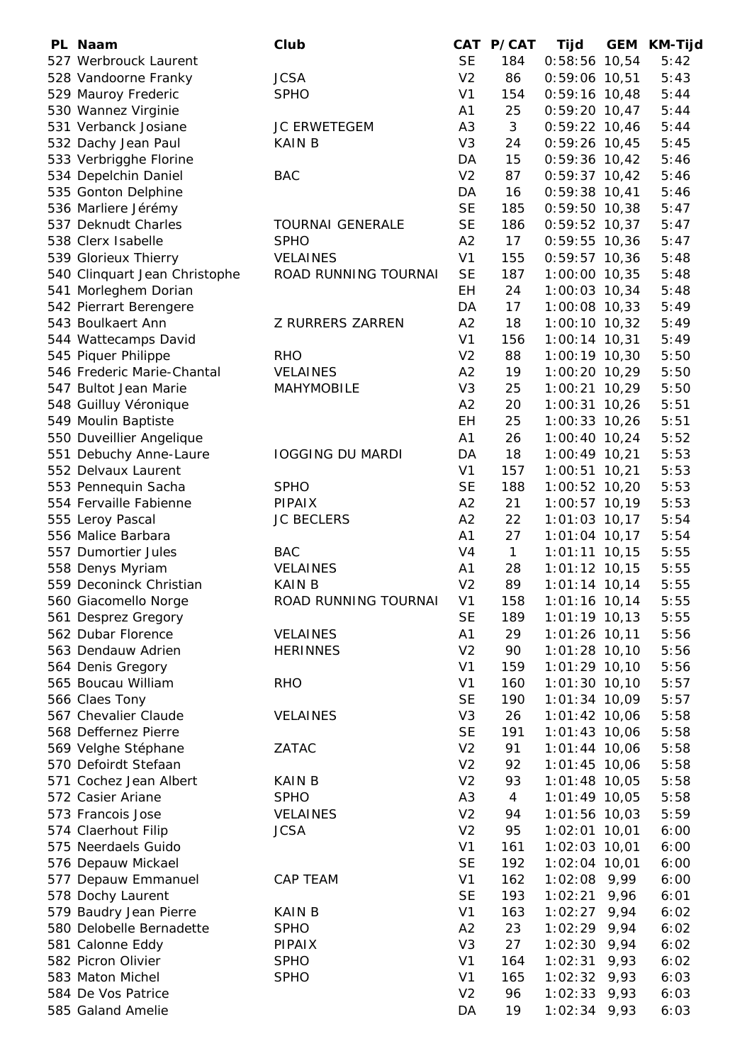| PL | Naam | Club | CAT | P/CAT | Tijd | GEM | KM-Tijd |
|---|---|---|---|---|---|---|---|
| 527 | Werbrouck Laurent | | SE | 184 | 0:58:56 | 10,54 | 5:42 |
| 528 | Vandoorne Franky | JCSA | V2 | 86 | 0:59:06 | 10,51 | 5:43 |
| 529 | Mauroy Frederic | SPHO | V1 | 154 | 0:59:16 | 10,48 | 5:44 |
| 530 | Wannez Virginie | | A1 | 25 | 0:59:20 | 10,47 | 5:44 |
| 531 | Verbanck Josiane | JC ERWETEGEM | A3 | 3 | 0:59:22 | 10,46 | 5:44 |
| 532 | Dachy Jean Paul | KAIN B | V3 | 24 | 0:59:26 | 10,45 | 5:45 |
| 533 | Verbrigghe Florine | | DA | 15 | 0:59:36 | 10,42 | 5:46 |
| 534 | Depelchin Daniel | BAC | V2 | 87 | 0:59:37 | 10,42 | 5:46 |
| 535 | Gonton Delphine | | DA | 16 | 0:59:38 | 10,41 | 5:46 |
| 536 | Marliere Jérémy | | SE | 185 | 0:59:50 | 10,38 | 5:47 |
| 537 | Deknudt Charles | TOURNAI GENERALE | SE | 186 | 0:59:52 | 10,37 | 5:47 |
| 538 | Clerx Isabelle | SPHO | A2 | 17 | 0:59:55 | 10,36 | 5:47 |
| 539 | Glorieux Thierry | VELAINES | V1 | 155 | 0:59:57 | 10,36 | 5:48 |
| 540 | Clinquart Jean Christophe | ROAD RUNNING TOURNAI | SE | 187 | 1:00:00 | 10,35 | 5:48 |
| 541 | Morleghem Dorian | | EH | 24 | 1:00:03 | 10,34 | 5:48 |
| 542 | Pierrart Berengere | | DA | 17 | 1:00:08 | 10,33 | 5:49 |
| 543 | Boulkaert Ann | Z RURRERS ZARREN | A2 | 18 | 1:00:10 | 10,32 | 5:49 |
| 544 | Wattecamps David | | V1 | 156 | 1:00:14 | 10,31 | 5:49 |
| 545 | Piquer Philippe | RHO | V2 | 88 | 1:00:19 | 10,30 | 5:50 |
| 546 | Frederic Marie-Chantal | VELAINES | A2 | 19 | 1:00:20 | 10,29 | 5:50 |
| 547 | Bultot Jean Marie | MAHYMOBILE | V3 | 25 | 1:00:21 | 10,29 | 5:50 |
| 548 | Guilluy Véronique | | A2 | 20 | 1:00:31 | 10,26 | 5:51 |
| 549 | Moulin Baptiste | | EH | 25 | 1:00:33 | 10,26 | 5:51 |
| 550 | Duveillier Angelique | | A1 | 26 | 1:00:40 | 10,24 | 5:52 |
| 551 | Debuchy Anne-Laure | IOGGING DU MARDI | DA | 18 | 1:00:49 | 10,21 | 5:53 |
| 552 | Delvaux Laurent | | V1 | 157 | 1:00:51 | 10,21 | 5:53 |
| 553 | Pennequin Sacha | SPHO | SE | 188 | 1:00:52 | 10,20 | 5:53 |
| 554 | Fervaille Fabienne | PIPAIX | A2 | 21 | 1:00:57 | 10,19 | 5:53 |
| 555 | Leroy Pascal | JC BECLERS | A2 | 22 | 1:01:03 | 10,17 | 5:54 |
| 556 | Malice Barbara | | A1 | 27 | 1:01:04 | 10,17 | 5:54 |
| 557 | Dumortier Jules | BAC | V4 | 1 | 1:01:11 | 10,15 | 5:55 |
| 558 | Denys Myriam | VELAINES | A1 | 28 | 1:01:12 | 10,15 | 5:55 |
| 559 | Deconinck Christian | KAIN B | V2 | 89 | 1:01:14 | 10,14 | 5:55 |
| 560 | Giacomello Norge | ROAD RUNNING TOURNAI | V1 | 158 | 1:01:16 | 10,14 | 5:55 |
| 561 | Desprez Gregory | | SE | 189 | 1:01:19 | 10,13 | 5:55 |
| 562 | Dubar Florence | VELAINES | A1 | 29 | 1:01:26 | 10,11 | 5:56 |
| 563 | Dendauw Adrien | HERINNES | V2 | 90 | 1:01:28 | 10,10 | 5:56 |
| 564 | Denis Gregory | | V1 | 159 | 1:01:29 | 10,10 | 5:56 |
| 565 | Boucau William | RHO | V1 | 160 | 1:01:30 | 10,10 | 5:57 |
| 566 | Claes Tony | | SE | 190 | 1:01:34 | 10,09 | 5:57 |
| 567 | Chevalier Claude | VELAINES | V3 | 26 | 1:01:42 | 10,06 | 5:58 |
| 568 | Deffernez Pierre | | SE | 191 | 1:01:43 | 10,06 | 5:58 |
| 569 | Velghe Stéphane | ZATAC | V2 | 91 | 1:01:44 | 10,06 | 5:58 |
| 570 | Defoirdt Stefaan | | V2 | 92 | 1:01:45 | 10,06 | 5:58 |
| 571 | Cochez Jean Albert | KAIN B | V2 | 93 | 1:01:48 | 10,05 | 5:58 |
| 572 | Casier Ariane | SPHO | A3 | 4 | 1:01:49 | 10,05 | 5:58 |
| 573 | Francois Jose | VELAINES | V2 | 94 | 1:01:56 | 10,03 | 5:59 |
| 574 | Claerhout Filip | JCSA | V2 | 95 | 1:02:01 | 10,01 | 6:00 |
| 575 | Neerdaels Guido | | V1 | 161 | 1:02:03 | 10,01 | 6:00 |
| 576 | Depauw Mickael | | SE | 192 | 1:02:04 | 10,01 | 6:00 |
| 577 | Depauw Emmanuel | CAP TEAM | V1 | 162 | 1:02:08 | 9,99 | 6:00 |
| 578 | Dochy Laurent | | SE | 193 | 1:02:21 | 9,96 | 6:01 |
| 579 | Baudry Jean Pierre | KAIN B | V1 | 163 | 1:02:27 | 9,94 | 6:02 |
| 580 | Delobelle Bernadette | SPHO | A2 | 23 | 1:02:29 | 9,94 | 6:02 |
| 581 | Calonne Eddy | PIPAIX | V3 | 27 | 1:02:30 | 9,94 | 6:02 |
| 582 | Picron Olivier | SPHO | V1 | 164 | 1:02:31 | 9,93 | 6:02 |
| 583 | Maton Michel | SPHO | V1 | 165 | 1:02:32 | 9,93 | 6:03 |
| 584 | De Vos Patrice | | V2 | 96 | 1:02:33 | 9,93 | 6:03 |
| 585 | Galand Amelie | | DA | 19 | 1:02:34 | 9,93 | 6:03 |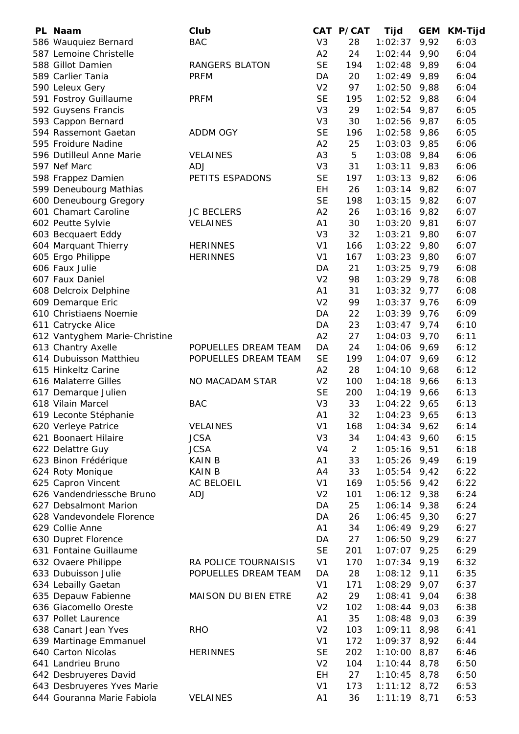| PL | Naam | Club | CAT | P/CAT | Tijd | GEM | KM-Tijd |
|---|---|---|---|---|---|---|---|
| 586 | Wauquiez Bernard | BAC | V3 | 28 | 1:02:37 | 9,92 | 6:03 |
| 587 | Lemoine Christelle | | A2 | 24 | 1:02:44 | 9,90 | 6:04 |
| 588 | Gillot Damien | RANGERS BLATON | SE | 194 | 1:02:48 | 9,89 | 6:04 |
| 589 | Carlier Tania | PRFM | DA | 20 | 1:02:49 | 9,89 | 6:04 |
| 590 | Leleux Gery | | V2 | 97 | 1:02:50 | 9,88 | 6:04 |
| 591 | Fostroy Guillaume | PRFM | SE | 195 | 1:02:52 | 9,88 | 6:04 |
| 592 | Guysens Francis | | V3 | 29 | 1:02:54 | 9,87 | 6:05 |
| 593 | Cappon Bernard | | V3 | 30 | 1:02:56 | 9,87 | 6:05 |
| 594 | Rassemont Gaetan | ADDM OGY | SE | 196 | 1:02:58 | 9,86 | 6:05 |
| 595 | Froidure Nadine | | A2 | 25 | 1:03:03 | 9,85 | 6:06 |
| 596 | Dutilleul Anne Marie | VELAINES | A3 | 5 | 1:03:08 | 9,84 | 6:06 |
| 597 | Nef Marc | ADJ | V3 | 31 | 1:03:11 | 9,83 | 6:06 |
| 598 | Frappez Damien | PETITS ESPADONS | SE | 197 | 1:03:13 | 9,82 | 6:06 |
| 599 | Deneubourg Mathias | | EH | 26 | 1:03:14 | 9,82 | 6:07 |
| 600 | Deneubourg Gregory | | SE | 198 | 1:03:15 | 9,82 | 6:07 |
| 601 | Chamart Caroline | JC BECLERS | A2 | 26 | 1:03:16 | 9,82 | 6:07 |
| 602 | Peutte Sylvie | VELAINES | A1 | 30 | 1:03:20 | 9,81 | 6:07 |
| 603 | Becquaert Eddy | | V3 | 32 | 1:03:21 | 9,80 | 6:07 |
| 604 | Marquant Thierry | HERINNES | V1 | 166 | 1:03:22 | 9,80 | 6:07 |
| 605 | Ergo Philippe | HERINNES | V1 | 167 | 1:03:23 | 9,80 | 6:07 |
| 606 | Faux Julie | | DA | 21 | 1:03:25 | 9,79 | 6:08 |
| 607 | Faux Daniel | | V2 | 98 | 1:03:29 | 9,78 | 6:08 |
| 608 | Delcroix Delphine | | A1 | 31 | 1:03:32 | 9,77 | 6:08 |
| 609 | Demarque Eric | | V2 | 99 | 1:03:37 | 9,76 | 6:09 |
| 610 | Christiaens Noemie | | DA | 22 | 1:03:39 | 9,76 | 6:09 |
| 611 | Catrycke Alice | | DA | 23 | 1:03:47 | 9,74 | 6:10 |
| 612 | Vantyghem Marie-Christine | | A2 | 27 | 1:04:03 | 9,70 | 6:11 |
| 613 | Chantry Axelle | POPUELLES DREAM TEAM | DA | 24 | 1:04:06 | 9,69 | 6:12 |
| 614 | Dubuisson Matthieu | POPUELLES DREAM TEAM | SE | 199 | 1:04:07 | 9,69 | 6:12 |
| 615 | Hinkeltz Carine | | A2 | 28 | 1:04:10 | 9,68 | 6:12 |
| 616 | Malaterre Gilles | NO MACADAM STAR | V2 | 100 | 1:04:18 | 9,66 | 6:13 |
| 617 | Demarque Julien | | SE | 200 | 1:04:19 | 9,66 | 6:13 |
| 618 | Vilain Marcel | BAC | V3 | 33 | 1:04:22 | 9,65 | 6:13 |
| 619 | Leconte Stéphanie | | A1 | 32 | 1:04:23 | 9,65 | 6:13 |
| 620 | Verleye Patrice | VELAINES | V1 | 168 | 1:04:34 | 9,62 | 6:14 |
| 621 | Boonaert Hilaire | JCSA | V3 | 34 | 1:04:43 | 9,60 | 6:15 |
| 622 | Delattre Guy | JCSA | V4 | 2 | 1:05:16 | 9,51 | 6:18 |
| 623 | Binon Frédérique | KAIN B | A1 | 33 | 1:05:26 | 9,49 | 6:19 |
| 624 | Roty Monique | KAIN B | A4 | 33 | 1:05:54 | 9,42 | 6:22 |
| 625 | Capron Vincent | AC BELOEIL | V1 | 169 | 1:05:56 | 9,42 | 6:22 |
| 626 | Vandendriessche Bruno | ADJ | V2 | 101 | 1:06:12 | 9,38 | 6:24 |
| 627 | Debsalmont Marion | | DA | 25 | 1:06:14 | 9,38 | 6:24 |
| 628 | Vandevondele Florence | | DA | 26 | 1:06:45 | 9,30 | 6:27 |
| 629 | Collie Anne | | A1 | 34 | 1:06:49 | 9,29 | 6:27 |
| 630 | Dupret Florence | | DA | 27 | 1:06:50 | 9,29 | 6:27 |
| 631 | Fontaine Guillaume | | SE | 201 | 1:07:07 | 9,25 | 6:29 |
| 632 | Ovaere Philippe | RA POLICE TOURNAISIS | V1 | 170 | 1:07:34 | 9,19 | 6:32 |
| 633 | Dubuisson Julie | POPUELLES DREAM TEAM | DA | 28 | 1:08:12 | 9,11 | 6:35 |
| 634 | Lebailly Gaetan | | V1 | 171 | 1:08:29 | 9,07 | 6:37 |
| 635 | Depauw Fabienne | MAISON DU BIEN ETRE | A2 | 29 | 1:08:41 | 9,04 | 6:38 |
| 636 | Giacomello Oreste | | V2 | 102 | 1:08:44 | 9,03 | 6:38 |
| 637 | Pollet Laurence | | A1 | 35 | 1:08:48 | 9,03 | 6:39 |
| 638 | Canart Jean Yves | RHO | V2 | 103 | 1:09:11 | 8,98 | 6:41 |
| 639 | Martinage Emmanuel | | V1 | 172 | 1:09:37 | 8,92 | 6:44 |
| 640 | Carton Nicolas | HERINNES | SE | 202 | 1:10:00 | 8,87 | 6:46 |
| 641 | Landrieu Bruno | | V2 | 104 | 1:10:44 | 8,78 | 6:50 |
| 642 | Desbruyeres David | | EH | 27 | 1:10:45 | 8,78 | 6:50 |
| 643 | Desbruyeres Yves Marie | | V1 | 173 | 1:11:12 | 8,72 | 6:53 |
| 644 | Gouranna Marie Fabiola | VELAINES | A1 | 36 | 1:11:19 | 8,71 | 6:53 |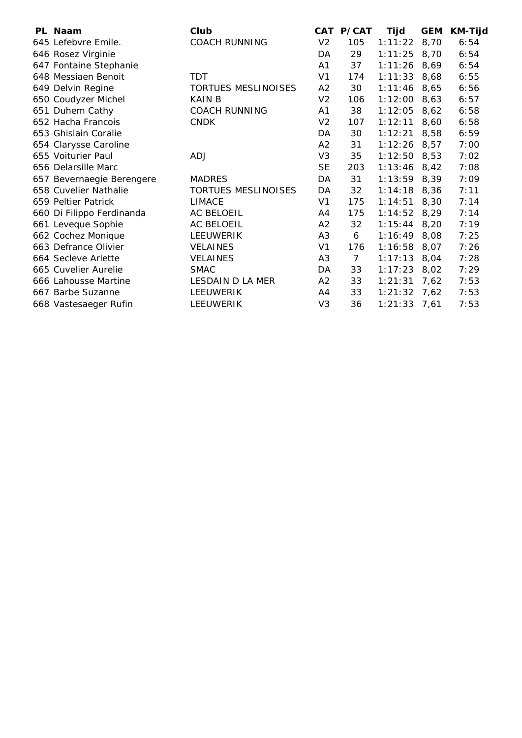| PL | Naam | Club | CAT | P/CAT | Tijd | GEM | KM-Tijd |
|---|---|---|---|---|---|---|---|
| 645 | Lefebvre Emile. | COACH RUNNING | V2 | 105 | 1:11:22 | 8,70 | 6:54 |
| 646 | Rosez Virginie | | DA | 29 | 1:11:25 | 8,70 | 6:54 |
| 647 | Fontaine Stephanie | | A1 | 37 | 1:11:26 | 8,69 | 6:54 |
| 648 | Messiaen Benoit | TDT | V1 | 174 | 1:11:33 | 8,68 | 6:55 |
| 649 | Delvin Regine | TORTUES MESLINOISES | A2 | 30 | 1:11:46 | 8,65 | 6:56 |
| 650 | Coudyzer Michel | KAIN B | V2 | 106 | 1:12:00 | 8,63 | 6:57 |
| 651 | Duhem Cathy | COACH RUNNING | A1 | 38 | 1:12:05 | 8,62 | 6:58 |
| 652 | Hacha Francois | CNDK | V2 | 107 | 1:12:11 | 8,60 | 6:58 |
| 653 | Ghislain Coralie | | DA | 30 | 1:12:21 | 8,58 | 6:59 |
| 654 | Clarysse Caroline | | A2 | 31 | 1:12:26 | 8,57 | 7:00 |
| 655 | Voiturier Paul | ADJ | V3 | 35 | 1:12:50 | 8,53 | 7:02 |
| 656 | Delarsille Marc | | SE | 203 | 1:13:46 | 8,42 | 7:08 |
| 657 | Bevernaegie Berengere | MADRES | DA | 31 | 1:13:59 | 8,39 | 7:09 |
| 658 | Cuvelier Nathalie | TORTUES MESLINOISES | DA | 32 | 1:14:18 | 8,36 | 7:11 |
| 659 | Peltier Patrick | LIMACE | V1 | 175 | 1:14:51 | 8,30 | 7:14 |
| 660 | Di Filippo Ferdinanda | AC BELOEIL | A4 | 175 | 1:14:52 | 8,29 | 7:14 |
| 661 | Leveque Sophie | AC BELOEIL | A2 | 32 | 1:15:44 | 8,20 | 7:19 |
| 662 | Cochez Monique | LEEUWERIK | A3 | 6 | 1:16:49 | 8,08 | 7:25 |
| 663 | Defrance Olivier | VELAINES | V1 | 176 | 1:16:58 | 8,07 | 7:26 |
| 664 | Secleve Arlette | VELAINES | A3 | 7 | 1:17:13 | 8,04 | 7:28 |
| 665 | Cuvelier Aurelie | SMAC | DA | 33 | 1:17:23 | 8,02 | 7:29 |
| 666 | Lahousse Martine | LESDAIN D LA MER | A2 | 33 | 1:21:31 | 7,62 | 7:53 |
| 667 | Barbe Suzanne | LEEUWERIK | A4 | 33 | 1:21:32 | 7,62 | 7:53 |
| 668 | Vastesaeger Rufin | LEEUWERIK | V3 | 36 | 1:21:33 | 7,61 | 7:53 |